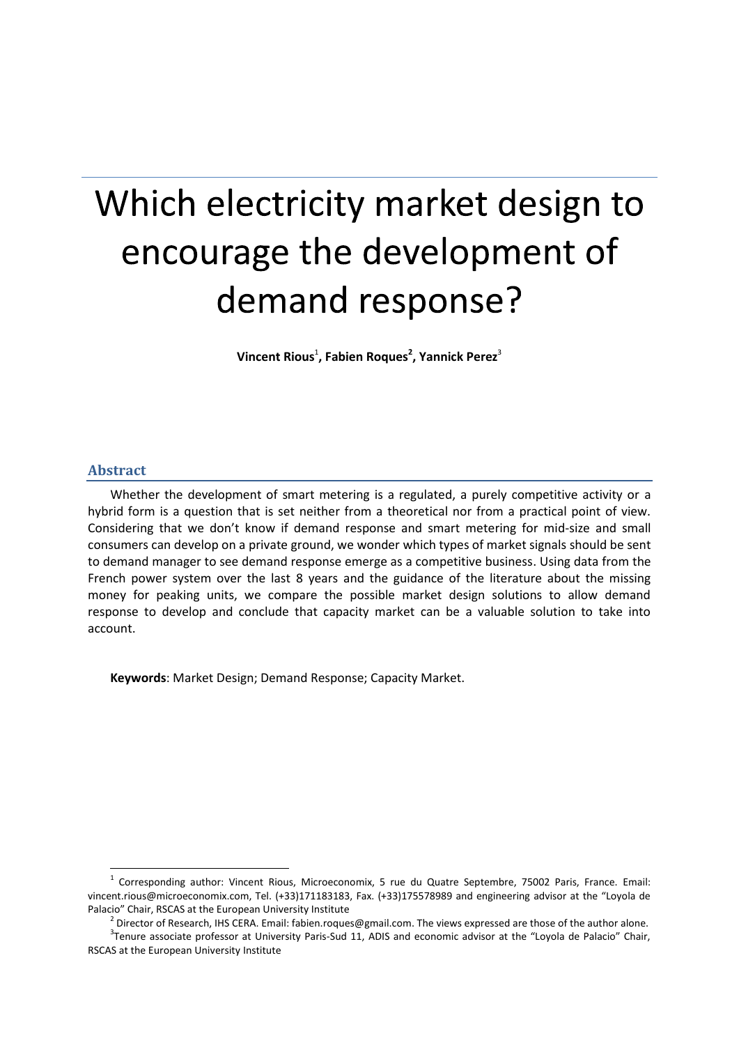# Which electricity market design to encourage the development of demand response?

**Vincent Rious**[1]**, Fabien Roques**[2]**, Yannick Perez**[3]

## Abstract

Whether the development of smart metering is a regulated, a purely competitive activity or a hybrid form is a question that is set neither from a theoretical nor from a practical point of view. Considering that we don't know if demand response and smart metering for mid-size and small consumers can develop on a private ground, we wonder which types of market signals should be sent to demand manager to see demand response emerge as a competitive business. Using data from the French power system over the last 8 years and the guidance of the literature about the missing money for peaking units, we compare the possible market design solutions to allow demand response to develop and conclude that capacity market can be a valuable solution to take into account.

**Keywords**: Market Design; Demand Response; Capacity Market.

---

[1] Corresponding author: Vincent Rious, Microeconomix, 5 rue du Quatre Septembre, 75002 Paris, France. Email: vincent.rious@microeconomix.com, Tel. (+33)171183183, Fax. (+33)175578989 and engineering advisor at the "Loyola de Palacio" Chair, RSCAS at the European University Institute

[2] Director of Research, IHS CERA. Email: fabien.roques@gmail.com. The views expressed are those of the author alone.

[3] Tenure associate professor at University Paris-Sud 11, ADIS and economic advisor at the "Loyola de Palacio" Chair, RSCAS at the European University Institute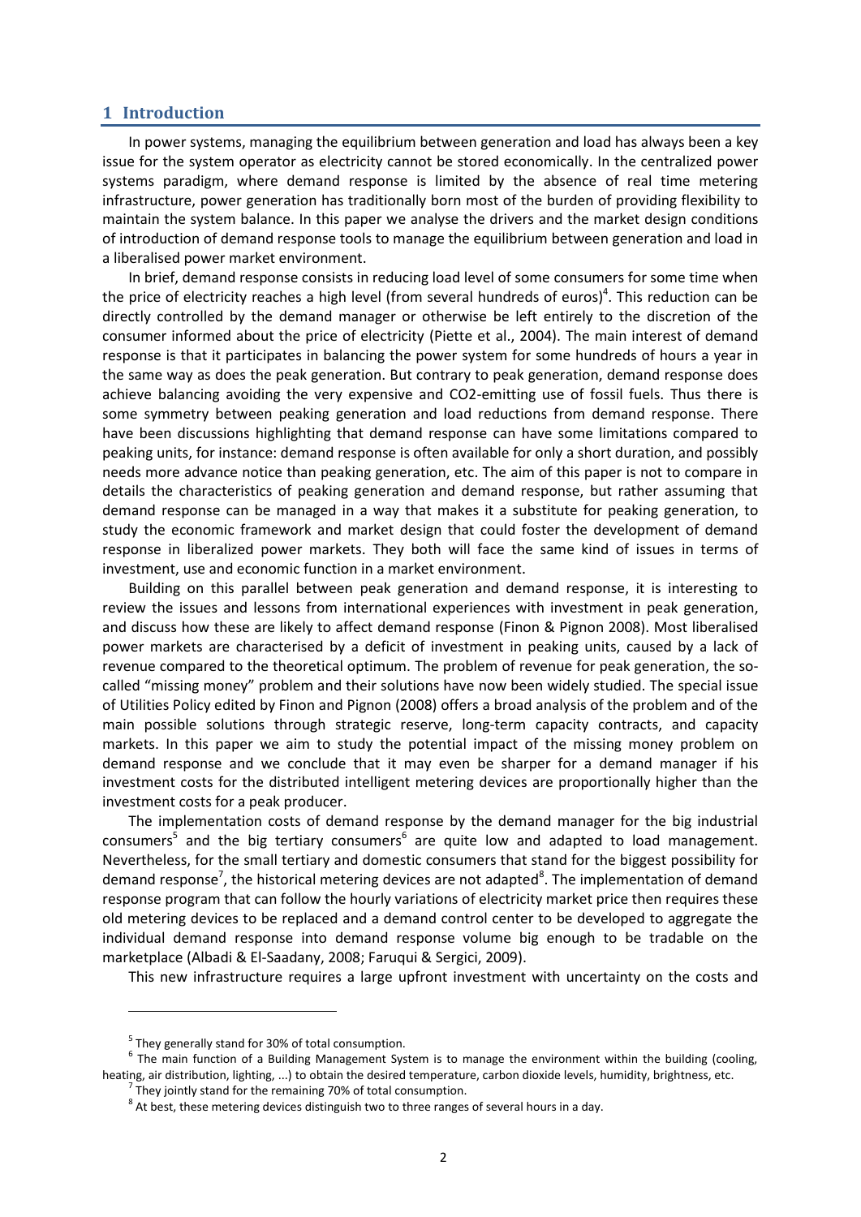## 1 Introduction

In power systems, managing the equilibrium between generation and load has always been a key issue for the system operator as electricity cannot be stored economically. In the centralized power systems paradigm, where demand response is limited by the absence of real time metering infrastructure, power generation has traditionally born most of the burden of providing flexibility to maintain the system balance. In this paper we analyse the drivers and the market design conditions of introduction of demand response tools to manage the equilibrium between generation and load in a liberalised power market environment.

In brief, demand response consists in reducing load level of some consumers for some time when the price of electricity reaches a high level (from several hundreds of euros)[4]. This reduction can be directly controlled by the demand manager or otherwise be left entirely to the discretion of the consumer informed about the price of electricity (Piette et al., 2004). The main interest of demand response is that it participates in balancing the power system for some hundreds of hours a year in the same way as does the peak generation. But contrary to peak generation, demand response does achieve balancing avoiding the very expensive and CO2-emitting use of fossil fuels. Thus there is some symmetry between peaking generation and load reductions from demand response. There have been discussions highlighting that demand response can have some limitations compared to peaking units, for instance: demand response is often available for only a short duration, and possibly needs more advance notice than peaking generation, etc. The aim of this paper is not to compare in details the characteristics of peaking generation and demand response, but rather assuming that demand response can be managed in a way that makes it a substitute for peaking generation, to study the economic framework and market design that could foster the development of demand response in liberalized power markets. They both will face the same kind of issues in terms of investment, use and economic function in a market environment.

Building on this parallel between peak generation and demand response, it is interesting to review the issues and lessons from international experiences with investment in peak generation, and discuss how these are likely to affect demand response (Finon & Pignon 2008). Most liberalised power markets are characterised by a deficit of investment in peaking units, caused by a lack of revenue compared to the theoretical optimum. The problem of revenue for peak generation, the so-called "missing money" problem and their solutions have now been widely studied. The special issue of Utilities Policy edited by Finon and Pignon (2008) offers a broad analysis of the problem and of the main possible solutions through strategic reserve, long-term capacity contracts, and capacity markets. In this paper we aim to study the potential impact of the missing money problem on demand response and we conclude that it may even be sharper for a demand manager if his investment costs for the distributed intelligent metering devices are proportionally higher than the investment costs for a peak producer.

The implementation costs of demand response by the demand manager for the big industrial consumers[5] and the big tertiary consumers[6] are quite low and adapted to load management. Nevertheless, for the small tertiary and domestic consumers that stand for the biggest possibility for demand response[7], the historical metering devices are not adapted[8]. The implementation of demand response program that can follow the hourly variations of electricity market price then requires these old metering devices to be replaced and a demand control center to be developed to aggregate the individual demand response into demand response volume big enough to be tradable on the marketplace (Albadi & El-Saadany, 2008; Faruqui & Sergici, 2009).

This new infrastructure requires a large upfront investment with uncertainty on the costs and

---

[5] They generally stand for 30% of total consumption.

[6] The main function of a Building Management System is to manage the environment within the building (cooling, heating, air distribution, lighting, ...) to obtain the desired temperature, carbon dioxide levels, humidity, brightness, etc.

[7] They jointly stand for the remaining 70% of total consumption.

[8] At best, these metering devices distinguish two to three ranges of several hours in a day.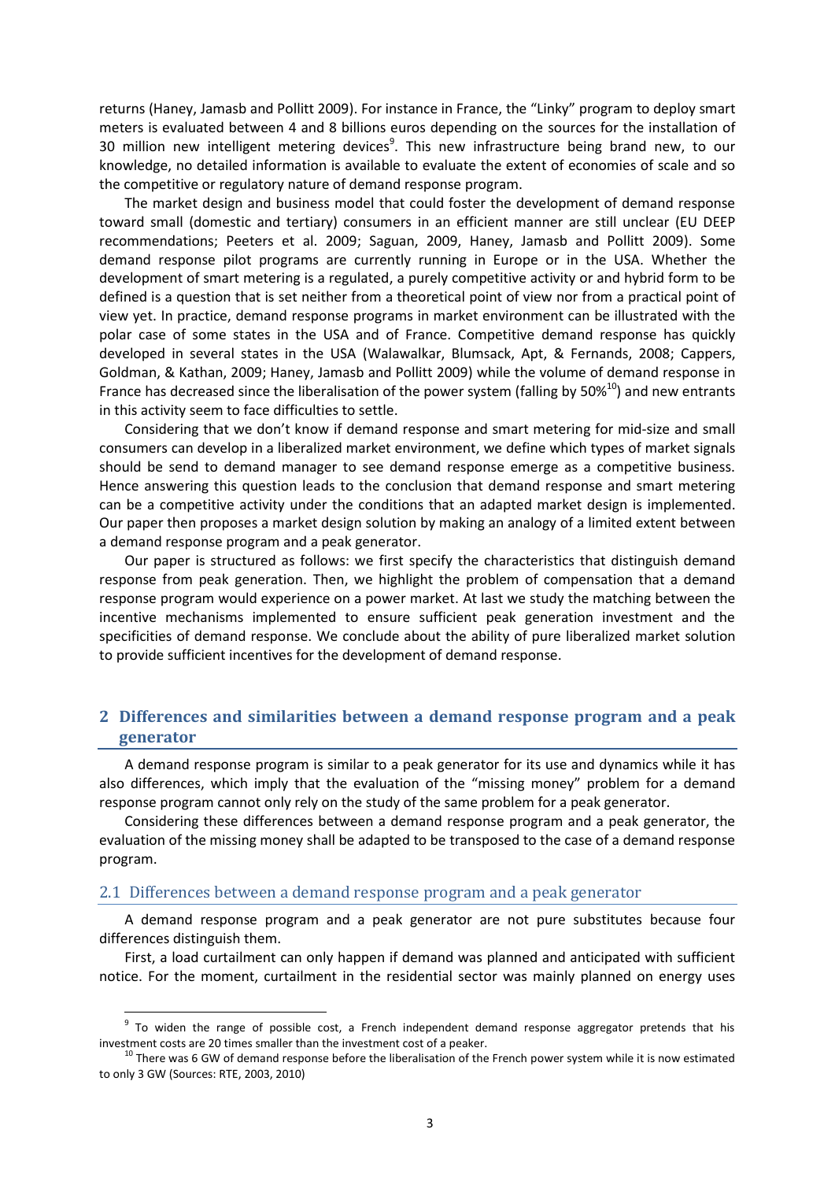returns (Haney, Jamasb and Pollitt 2009). For instance in France, the "Linky" program to deploy smart meters is evaluated between 4 and 8 billions euros depending on the sources for the installation of 30 million new intelligent metering devices[9]. This new infrastructure being brand new, to our knowledge, no detailed information is available to evaluate the extent of economies of scale and so the competitive or regulatory nature of demand response program.

The market design and business model that could foster the development of demand response toward small (domestic and tertiary) consumers in an efficient manner are still unclear (EU DEEP recommendations; Peeters et al. 2009; Saguan, 2009, Haney, Jamasb and Pollitt 2009). Some demand response pilot programs are currently running in Europe or in the USA. Whether the development of smart metering is a regulated, a purely competitive activity or and hybrid form to be defined is a question that is set neither from a theoretical point of view nor from a practical point of view yet. In practice, demand response programs in market environment can be illustrated with the polar case of some states in the USA and of France. Competitive demand response has quickly developed in several states in the USA (Walawalkar, Blumsack, Apt, & Fernands, 2008; Cappers, Goldman, & Kathan, 2009; Haney, Jamasb and Pollitt 2009) while the volume of demand response in France has decreased since the liberalisation of the power system (falling by 50%[10]) and new entrants in this activity seem to face difficulties to settle.

Considering that we don't know if demand response and smart metering for mid-size and small consumers can develop in a liberalized market environment, we define which types of market signals should be send to demand manager to see demand response emerge as a competitive business. Hence answering this question leads to the conclusion that demand response and smart metering can be a competitive activity under the conditions that an adapted market design is implemented. Our paper then proposes a market design solution by making an analogy of a limited extent between a demand response program and a peak generator.

Our paper is structured as follows: we first specify the characteristics that distinguish demand response from peak generation. Then, we highlight the problem of compensation that a demand response program would experience on a power market. At last we study the matching between the incentive mechanisms implemented to ensure sufficient peak generation investment and the specificities of demand response. We conclude about the ability of pure liberalized market solution to provide sufficient incentives for the development of demand response.

## 2 Differences and similarities between a demand response program and a peak generator

A demand response program is similar to a peak generator for its use and dynamics while it has also differences, which imply that the evaluation of the "missing money" problem for a demand response program cannot only rely on the study of the same problem for a peak generator.

Considering these differences between a demand response program and a peak generator, the evaluation of the missing money shall be adapted to be transposed to the case of a demand response program.

### 2.1 Differences between a demand response program and a peak generator

A demand response program and a peak generator are not pure substitutes because four differences distinguish them.

First, a load curtailment can only happen if demand was planned and anticipated with sufficient notice. For the moment, curtailment in the residential sector was mainly planned on energy uses

[9] To widen the range of possible cost, a French independent demand response aggregator pretends that his investment costs are 20 times smaller than the investment cost of a peaker.

[10] There was 6 GW of demand response before the liberalisation of the French power system while it is now estimated to only 3 GW (Sources: RTE, 2003, 2010)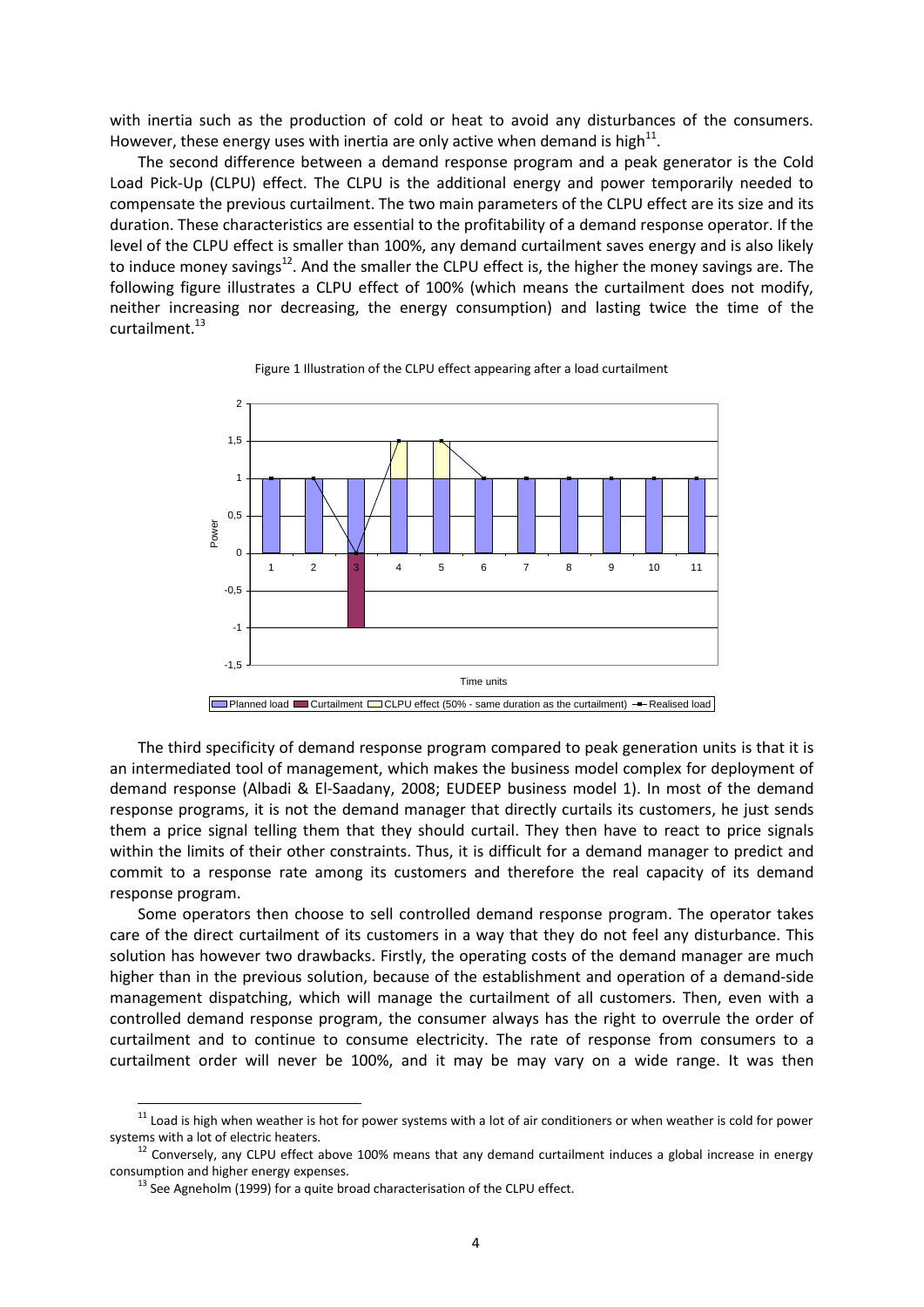with inertia such as the production of cold or heat to avoid any disturbances of the consumers. However, these energy uses with inertia are only active when demand is high[11].

The second difference between a demand response program and a peak generator is the Cold Load Pick-Up (CLPU) effect. The CLPU is the additional energy and power temporarily needed to compensate the previous curtailment. The two main parameters of the CLPU effect are its size and its duration. These characteristics are essential to the profitability of a demand response operator. If the level of the CLPU effect is smaller than 100%, any demand curtailment saves energy and is also likely to induce money savings[12]. And the smaller the CLPU effect is, the higher the money savings are. The following figure illustrates a CLPU effect of 100% (which means the curtailment does not modify, neither increasing nor decreasing, the energy consumption) and lasting twice the time of the curtailment.[13]

Figure 1 Illustration of the CLPU effect appearing after a load curtailment

The third specificity of demand response program compared to peak generation units is that it is an intermediated tool of management, which makes the business model complex for deployment of demand response (Albadi & El-Saadany, 2008; EUDEEP business model 1). In most of the demand response programs, it is not the demand manager that directly curtails its customers, he just sends them a price signal telling them that they should curtail. They then have to react to price signals within the limits of their other constraints. Thus, it is difficult for a demand manager to predict and commit to a response rate among its customers and therefore the real capacity of its demand response program.

Some operators then choose to sell controlled demand response program. The operator takes care of the direct curtailment of its customers in a way that they do not feel any disturbance. This solution has however two drawbacks. Firstly, the operating costs of the demand manager are much higher than in the previous solution, because of the establishment and operation of a demand-side management dispatching, which will manage the curtailment of all customers. Then, even with a controlled demand response program, the consumer always has the right to overrule the order of curtailment and to continue to consume electricity. The rate of response from consumers to a curtailment order will never be 100%, and it may be may vary on a wide range. It was then

[11] Load is high when weather is hot for power systems with a lot of air conditioners or when weather is cold for power systems with a lot of electric heaters.

[12] Conversely, any CLPU effect above 100% means that any demand curtailment induces a global increase in energy consumption and higher energy expenses.

[13] See Agneholm (1999) for a quite broad characterisation of the CLPU effect.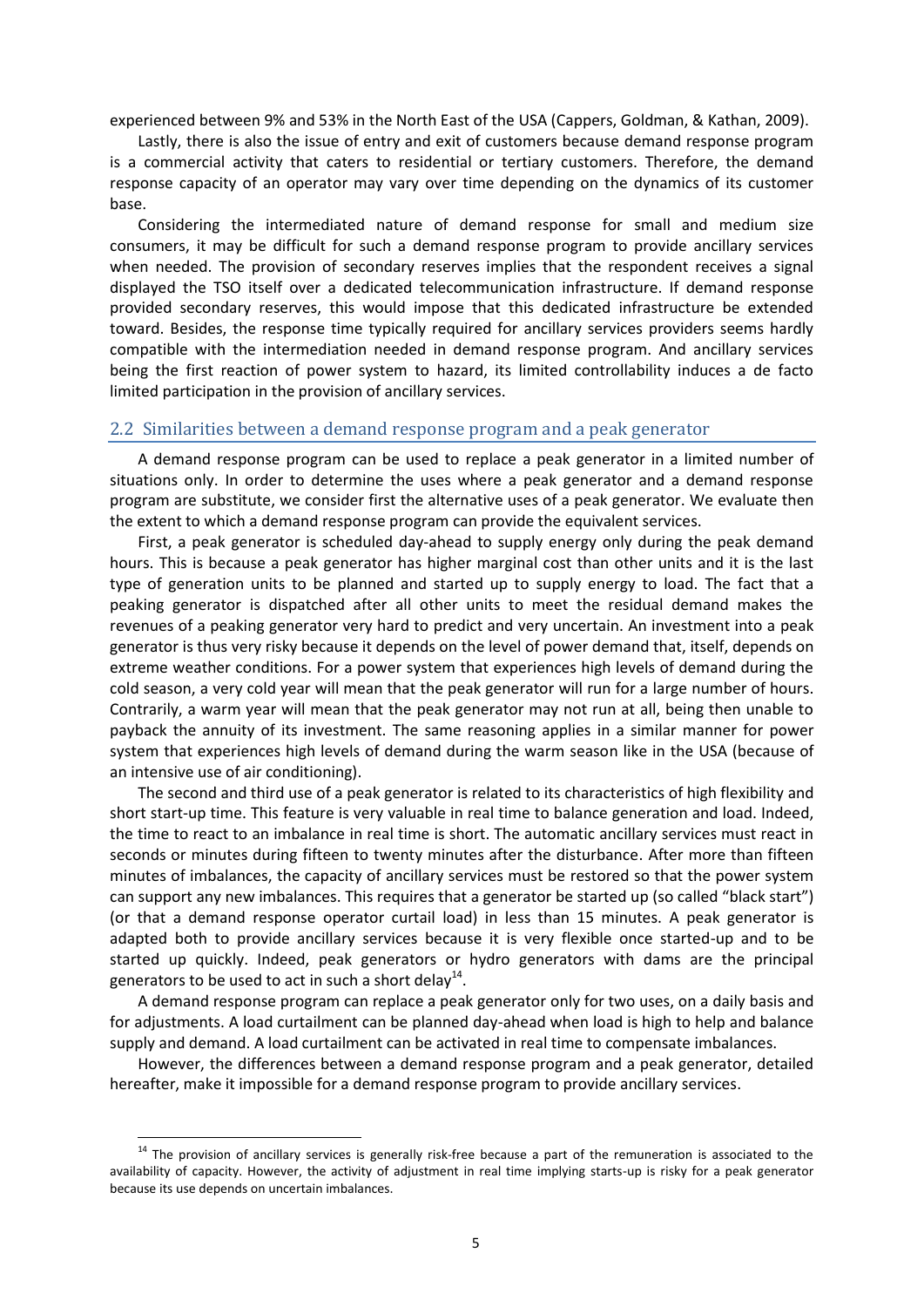experienced between 9% and 53% in the North East of the USA (Cappers, Goldman, & Kathan, 2009).

Lastly, there is also the issue of entry and exit of customers because demand response program is a commercial activity that caters to residential or tertiary customers. Therefore, the demand response capacity of an operator may vary over time depending on the dynamics of its customer base.

Considering the intermediated nature of demand response for small and medium size consumers, it may be difficult for such a demand response program to provide ancillary services when needed. The provision of secondary reserves implies that the respondent receives a signal displayed the TSO itself over a dedicated telecommunication infrastructure. If demand response provided secondary reserves, this would impose that this dedicated infrastructure be extended toward. Besides, the response time typically required for ancillary services providers seems hardly compatible with the intermediation needed in demand response program. And ancillary services being the first reaction of power system to hazard, its limited controllability induces a de facto limited participation in the provision of ancillary services.

## 2.2 Similarities between a demand response program and a peak generator

A demand response program can be used to replace a peak generator in a limited number of situations only. In order to determine the uses where a peak generator and a demand response program are substitute, we consider first the alternative uses of a peak generator. We evaluate then the extent to which a demand response program can provide the equivalent services.

First, a peak generator is scheduled day-ahead to supply energy only during the peak demand hours. This is because a peak generator has higher marginal cost than other units and it is the last type of generation units to be planned and started up to supply energy to load. The fact that a peaking generator is dispatched after all other units to meet the residual demand makes the revenues of a peaking generator very hard to predict and very uncertain. An investment into a peak generator is thus very risky because it depends on the level of power demand that, itself, depends on extreme weather conditions. For a power system that experiences high levels of demand during the cold season, a very cold year will mean that the peak generator will run for a large number of hours. Contrarily, a warm year will mean that the peak generator may not run at all, being then unable to payback the annuity of its investment. The same reasoning applies in a similar manner for power system that experiences high levels of demand during the warm season like in the USA (because of an intensive use of air conditioning).

The second and third use of a peak generator is related to its characteristics of high flexibility and short start-up time. This feature is very valuable in real time to balance generation and load. Indeed, the time to react to an imbalance in real time is short. The automatic ancillary services must react in seconds or minutes during fifteen to twenty minutes after the disturbance. After more than fifteen minutes of imbalances, the capacity of ancillary services must be restored so that the power system can support any new imbalances. This requires that a generator be started up (so called "black start") (or that a demand response operator curtail load) in less than 15 minutes. A peak generator is adapted both to provide ancillary services because it is very flexible once started-up and to be started up quickly. Indeed, peak generators or hydro generators with dams are the principal generators to be used to act in such a short delay[14].

A demand response program can replace a peak generator only for two uses, on a daily basis and for adjustments. A load curtailment can be planned day-ahead when load is high to help and balance supply and demand. A load curtailment can be activated in real time to compensate imbalances.

However, the differences between a demand response program and a peak generator, detailed hereafter, make it impossible for a demand response program to provide ancillary services.

[14] The provision of ancillary services is generally risk-free because a part of the remuneration is associated to the availability of capacity. However, the activity of adjustment in real time implying starts-up is risky for a peak generator because its use depends on uncertain imbalances.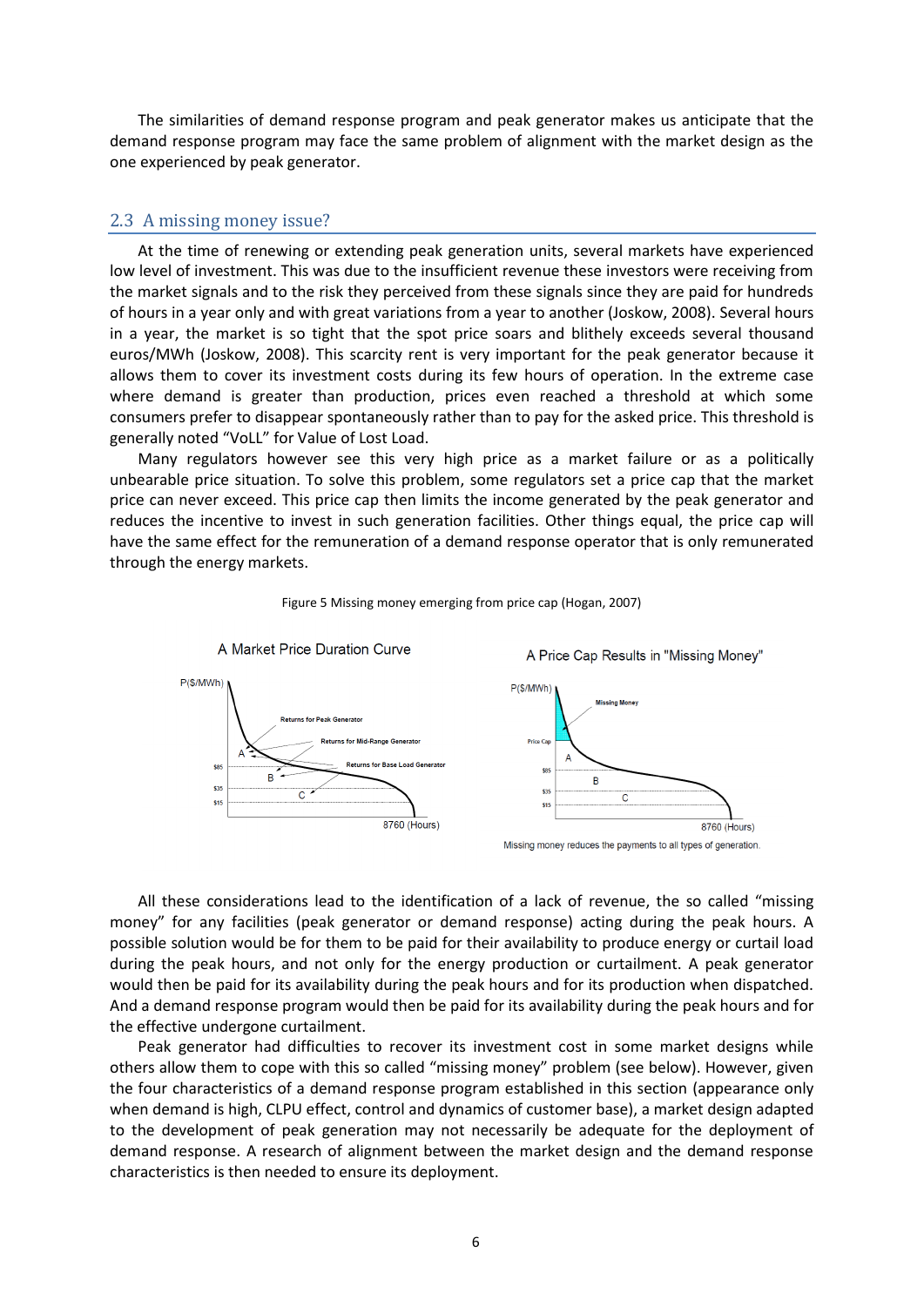The similarities of demand response program and peak generator makes us anticipate that the demand response program may face the same problem of alignment with the market design as the one experienced by peak generator.

## 2.3 A missing money issue?

At the time of renewing or extending peak generation units, several markets have experienced low level of investment. This was due to the insufficient revenue these investors were receiving from the market signals and to the risk they perceived from these signals since they are paid for hundreds of hours in a year only and with great variations from a year to another (Joskow, 2008). Several hours in a year, the market is so tight that the spot price soars and blithely exceeds several thousand euros/MWh (Joskow, 2008). This scarcity rent is very important for the peak generator because it allows them to cover its investment costs during its few hours of operation. In the extreme case where demand is greater than production, prices even reached a threshold at which some consumers prefer to disappear spontaneously rather than to pay for the asked price. This threshold is generally noted "VoLL" for Value of Lost Load.

Many regulators however see this very high price as a market failure or as a politically unbearable price situation. To solve this problem, some regulators set a price cap that the market price can never exceed. This price cap then limits the income generated by the peak generator and reduces the incentive to invest in such generation facilities. Other things equal, the price cap will have the same effect for the remuneration of a demand response operator that is only remunerated through the energy markets.

Figure 5 Missing money emerging from price cap (Hogan, 2007)

A Market Price Duration Curve

A Price Cap Results in "Missing Money"

Missing money reduces the payments to all types of generation.

All these considerations lead to the identification of a lack of revenue, the so called "missing money" for any facilities (peak generator or demand response) acting during the peak hours. A possible solution would be for them to be paid for their availability to produce energy or curtail load during the peak hours, and not only for the energy production or curtailment. A peak generator would then be paid for its availability during the peak hours and for its production when dispatched. And a demand response program would then be paid for its availability during the peak hours and for the effective undergone curtailment.

Peak generator had difficulties to recover its investment cost in some market designs while others allow them to cope with this so called "missing money" problem (see below). However, given the four characteristics of a demand response program established in this section (appearance only when demand is high, CLPU effect, control and dynamics of customer base), a market design adapted to the development of peak generation may not necessarily be adequate for the deployment of demand response. A research of alignment between the market design and the demand response characteristics is then needed to ensure its deployment.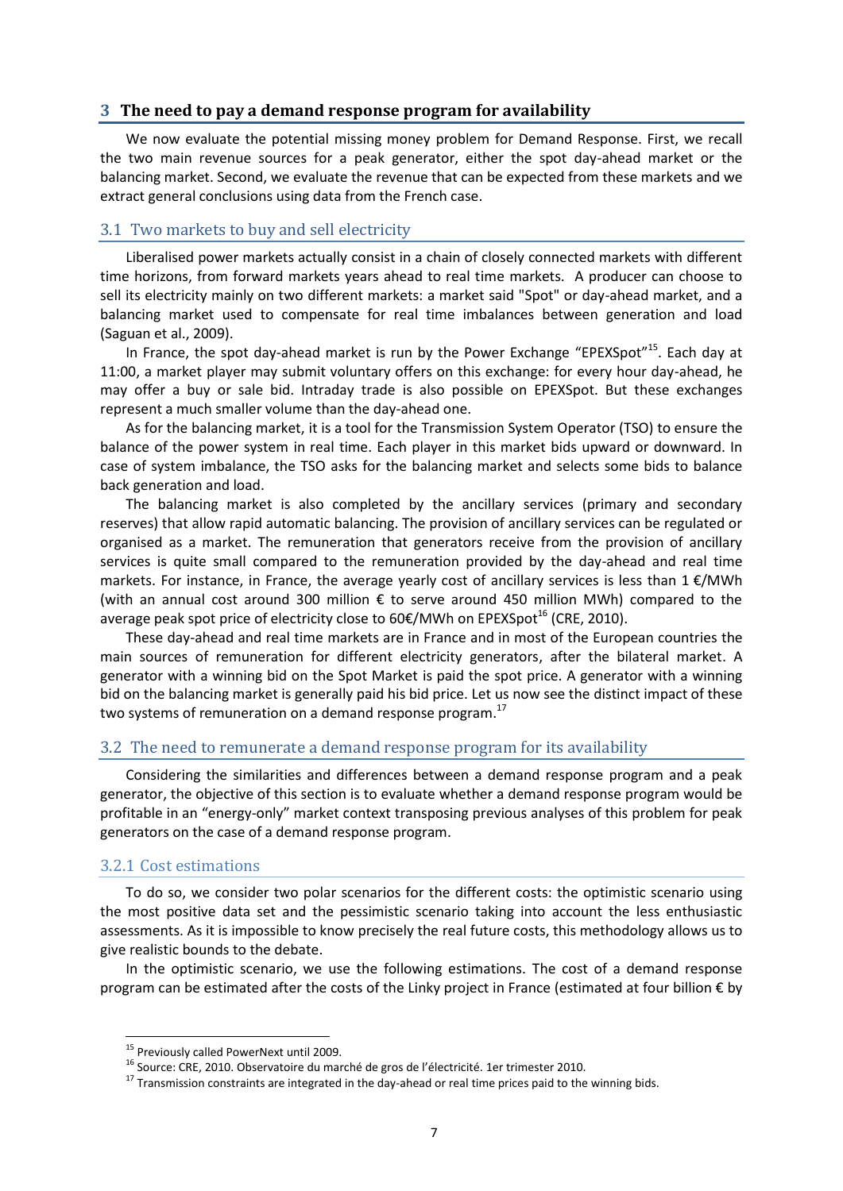## 3 The need to pay a demand response program for availability

We now evaluate the potential missing money problem for Demand Response. First, we recall the two main revenue sources for a peak generator, either the spot day-ahead market or the balancing market. Second, we evaluate the revenue that can be expected from these markets and we extract general conclusions using data from the French case.

### 3.1 Two markets to buy and sell electricity

Liberalised power markets actually consist in a chain of closely connected markets with different time horizons, from forward markets years ahead to real time markets. A producer can choose to sell its electricity mainly on two different markets: a market said "Spot" or day-ahead market, and a balancing market used to compensate for real time imbalances between generation and load (Saguan et al., 2009).

In France, the spot day-ahead market is run by the Power Exchange "EPEXSpot"[15]. Each day at 11:00, a market player may submit voluntary offers on this exchange: for every hour day-ahead, he may offer a buy or sale bid. Intraday trade is also possible on EPEXSpot. But these exchanges represent a much smaller volume than the day-ahead one.

As for the balancing market, it is a tool for the Transmission System Operator (TSO) to ensure the balance of the power system in real time. Each player in this market bids upward or downward. In case of system imbalance, the TSO asks for the balancing market and selects some bids to balance back generation and load.

The balancing market is also completed by the ancillary services (primary and secondary reserves) that allow rapid automatic balancing. The provision of ancillary services can be regulated or organised as a market. The remuneration that generators receive from the provision of ancillary services is quite small compared to the remuneration provided by the day-ahead and real time markets. For instance, in France, the average yearly cost of ancillary services is less than 1 €/MWh (with an annual cost around 300 million € to serve around 450 million MWh) compared to the average peak spot price of electricity close to 60€/MWh on EPEXSpot[16] (CRE, 2010).

These day-ahead and real time markets are in France and in most of the European countries the main sources of remuneration for different electricity generators, after the bilateral market. A generator with a winning bid on the Spot Market is paid the spot price. A generator with a winning bid on the balancing market is generally paid his bid price. Let us now see the distinct impact of these two systems of remuneration on a demand response program.[17]

### 3.2 The need to remunerate a demand response program for its availability

Considering the similarities and differences between a demand response program and a peak generator, the objective of this section is to evaluate whether a demand response program would be profitable in an "energy-only" market context transposing previous analyses of this problem for peak generators on the case of a demand response program.

#### 3.2.1 Cost estimations

To do so, we consider two polar scenarios for the different costs: the optimistic scenario using the most positive data set and the pessimistic scenario taking into account the less enthusiastic assessments. As it is impossible to know precisely the real future costs, this methodology allows us to give realistic bounds to the debate.

In the optimistic scenario, we use the following estimations. The cost of a demand response program can be estimated after the costs of the Linky project in France (estimated at four billion € by

---

[15] Previously called PowerNext until 2009.

[16] Source: CRE, 2010. Observatoire du marché de gros de l'électricité. 1er trimester 2010.

[17] Transmission constraints are integrated in the day-ahead or real time prices paid to the winning bids.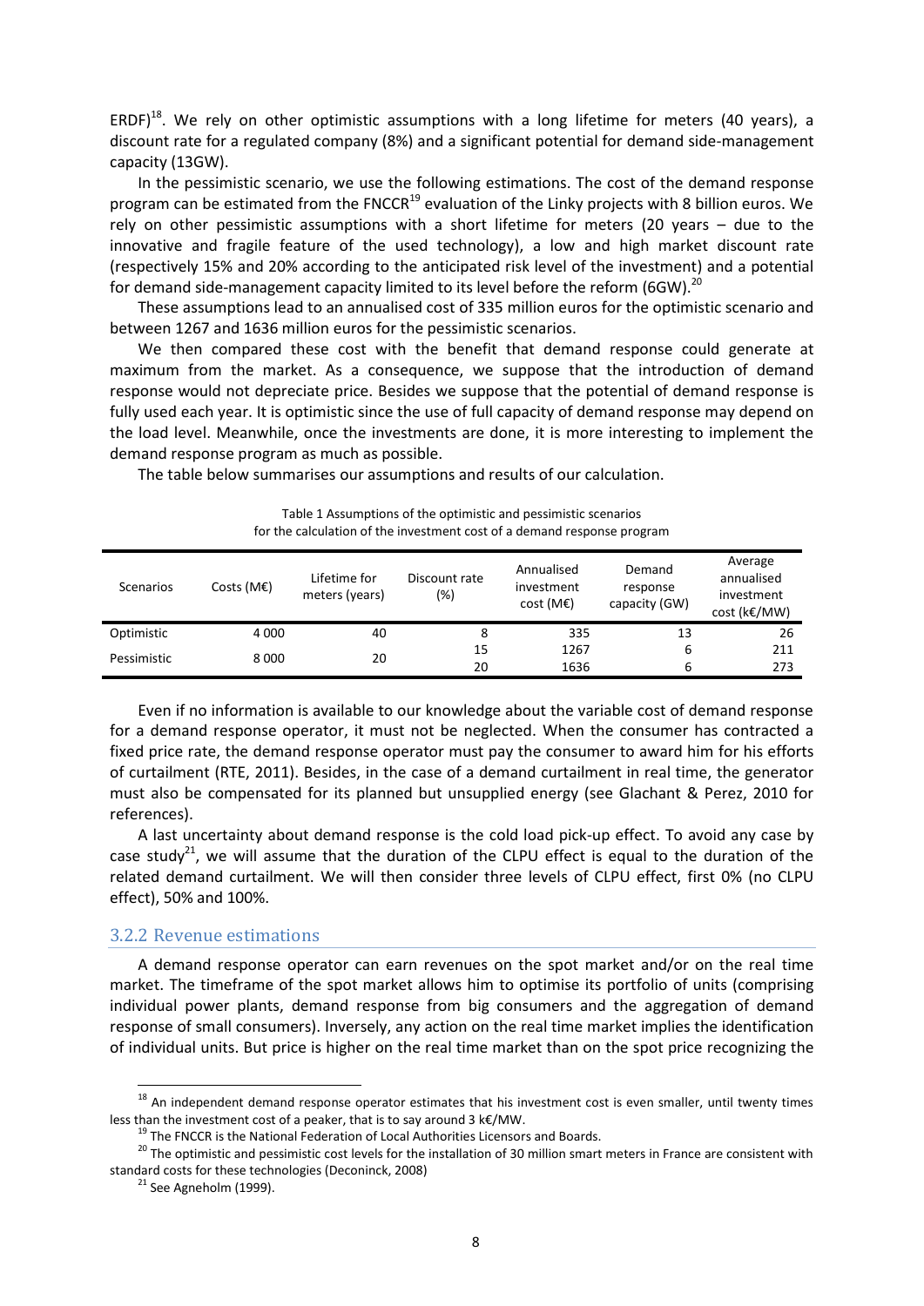ERDF)[18]. We rely on other optimistic assumptions with a long lifetime for meters (40 years), a discount rate for a regulated company (8%) and a significant potential for demand side-management capacity (13GW).

In the pessimistic scenario, we use the following estimations. The cost of the demand response program can be estimated from the FNCCR[19] evaluation of the Linky projects with 8 billion euros. We rely on other pessimistic assumptions with a short lifetime for meters (20 years – due to the innovative and fragile feature of the used technology), a low and high market discount rate (respectively 15% and 20% according to the anticipated risk level of the investment) and a potential for demand side-management capacity limited to its level before the reform (6GW).[20]

These assumptions lead to an annualised cost of 335 million euros for the optimistic scenario and between 1267 and 1636 million euros for the pessimistic scenarios.

We then compared these cost with the benefit that demand response could generate at maximum from the market. As a consequence, we suppose that the introduction of demand response would not depreciate price. Besides we suppose that the potential of demand response is fully used each year. It is optimistic since the use of full capacity of demand response may depend on the load level. Meanwhile, once the investments are done, it is more interesting to implement the demand response program as much as possible.

The table below summarises our assumptions and results of our calculation.

Table 1 Assumptions of the optimistic and pessimistic scenarios for the calculation of the investment cost of a demand response program

| Scenarios | Costs (M€) | Lifetime for meters (years) | Discount rate (%) | Annualised investment cost (M€) | Demand response capacity (GW) | Average annualised investment cost (k€/MW) |
|---|---|---|---|---|---|---|
| Optimistic | 4 000 | 40 | 8 | 335 | 13 | 26 |
| Pessimistic | 8 000 | 20 | 15 | 1267 | 6 | 211 |
| | | | 20 | 1636 | 6 | 273 |

Even if no information is available to our knowledge about the variable cost of demand response for a demand response operator, it must not be neglected. When the consumer has contracted a fixed price rate, the demand response operator must pay the consumer to award him for his efforts of curtailment (RTE, 2011). Besides, in the case of a demand curtailment in real time, the generator must also be compensated for its planned but unsupplied energy (see Glachant & Perez, 2010 for references).

A last uncertainty about demand response is the cold load pick-up effect. To avoid any case by case study[21], we will assume that the duration of the CLPU effect is equal to the duration of the related demand curtailment. We will then consider three levels of CLPU effect, first 0% (no CLPU effect), 50% and 100%.

### 3.2.2 Revenue estimations

A demand response operator can earn revenues on the spot market and/or on the real time market. The timeframe of the spot market allows him to optimise its portfolio of units (comprising individual power plants, demand response from big consumers and the aggregation of demand response of small consumers). Inversely, any action on the real time market implies the identification of individual units. But price is higher on the real time market than on the spot price recognizing the

[18] An independent demand response operator estimates that his investment cost is even smaller, until twenty times less than the investment cost of a peaker, that is to say around 3 k€/MW.

[19] The FNCCR is the National Federation of Local Authorities Licensors and Boards.

[20] The optimistic and pessimistic cost levels for the installation of 30 million smart meters in France are consistent with standard costs for these technologies (Deconinck, 2008)

[21] See Agneholm (1999).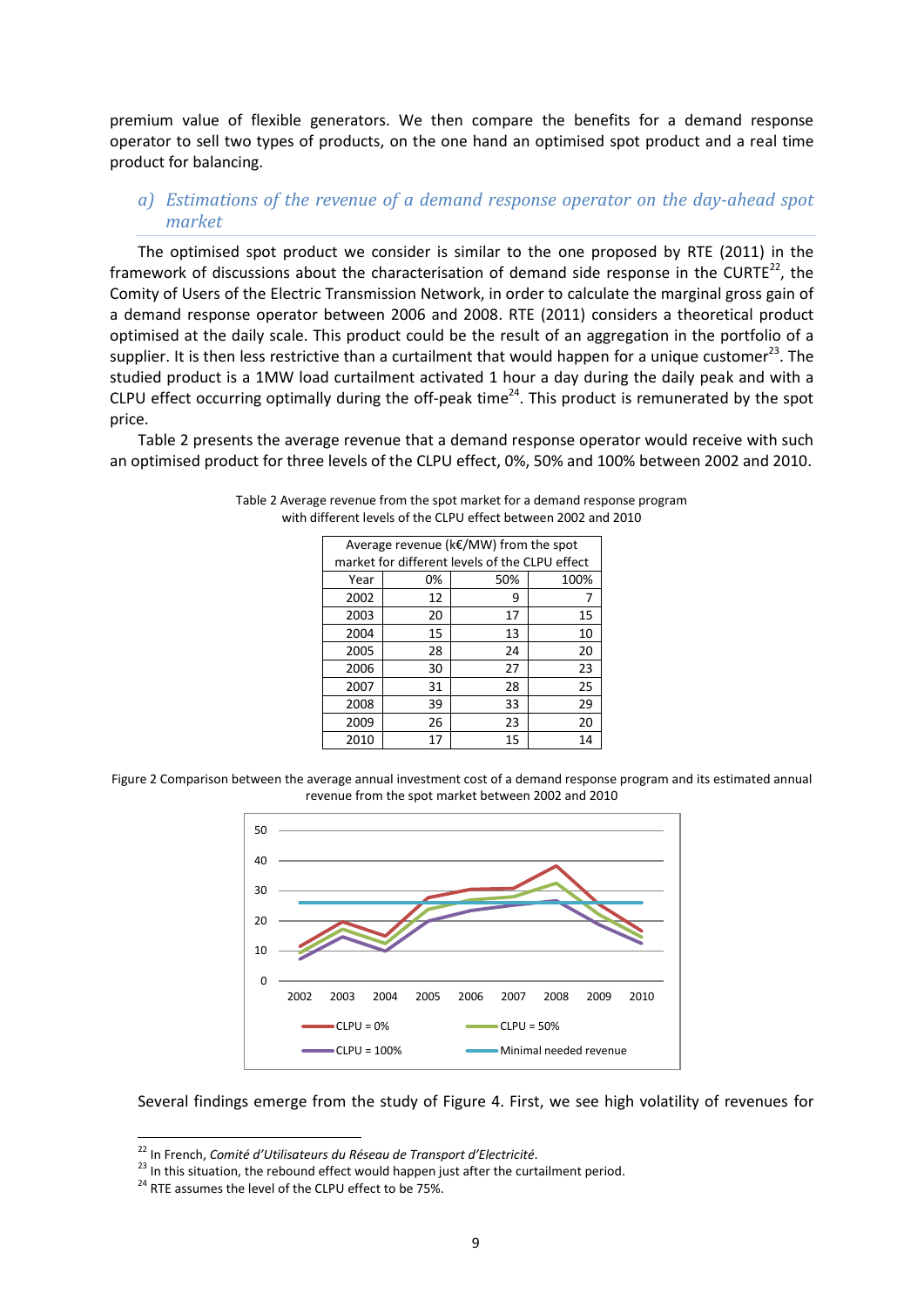premium value of flexible generators. We then compare the benefits for a demand response operator to sell two types of products, on the one hand an optimised spot product and a real time product for balancing.

### a) *Estimations of the revenue of a demand response operator on the day-ahead spot market*

The optimised spot product we consider is similar to the one proposed by RTE (2011) in the framework of discussions about the characterisation of demand side response in the CURTE[22], the Comity of Users of the Electric Transmission Network, in order to calculate the marginal gross gain of a demand response operator between 2006 and 2008. RTE (2011) considers a theoretical product optimised at the daily scale. This product could be the result of an aggregation in the portfolio of a supplier. It is then less restrictive than a curtailment that would happen for a unique customer[23]. The studied product is a 1MW load curtailment activated 1 hour a day during the daily peak and with a CLPU effect occurring optimally during the off-peak time[24]. This product is remunerated by the spot price.

Table 2 presents the average revenue that a demand response operator would receive with such an optimised product for three levels of the CLPU effect, 0%, 50% and 100% between 2002 and 2010.

Table 2 Average revenue from the spot market for a demand response program with different levels of the CLPU effect between 2002 and 2010

| Average revenue (k€/MW) from the spot market for different levels of the CLPU effect | | | |
|---|---|---|---|
| Year | 0% | 50% | 100% |
| 2002 | 12 | 9 | 7 |
| 2003 | 20 | 17 | 15 |
| 2004 | 15 | 13 | 10 |
| 2005 | 28 | 24 | 20 |
| 2006 | 30 | 27 | 23 |
| 2007 | 31 | 28 | 25 |
| 2008 | 39 | 33 | 29 |
| 2009 | 26 | 23 | 20 |
| 2010 | 17 | 15 | 14 |

Figure 2 Comparison between the average annual investment cost of a demand response program and its estimated annual revenue from the spot market between 2002 and 2010

Several findings emerge from the study of Figure 4. First, we see high volatility of revenues for

[22] In French, *Comité d'Utilisateurs du Réseau de Transport d'Electricité*.

[23] In this situation, the rebound effect would happen just after the curtailment period.

[24] RTE assumes the level of the CLPU effect to be 75%.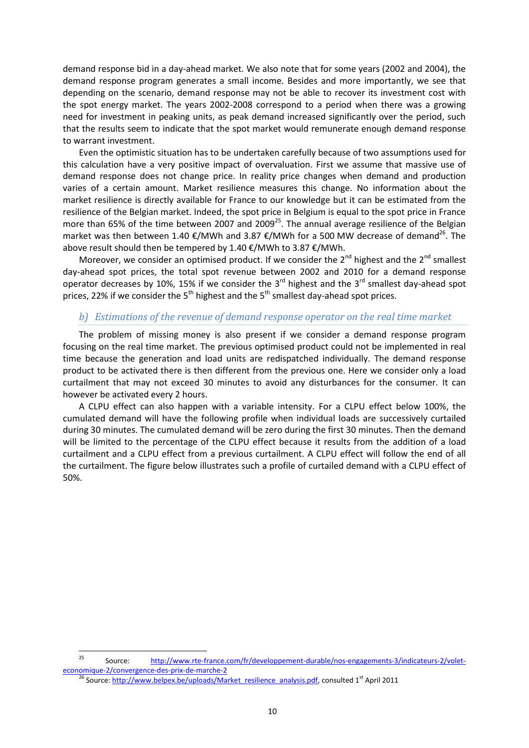demand response bid in a day-ahead market. We also note that for some years (2002 and 2004), the demand response program generates a small income. Besides and more importantly, we see that depending on the scenario, demand response may not be able to recover its investment cost with the spot energy market. The years 2002-2008 correspond to a period when there was a growing need for investment in peaking units, as peak demand increased significantly over the period, such that the results seem to indicate that the spot market would remunerate enough demand response to warrant investment.

Even the optimistic situation has to be undertaken carefully because of two assumptions used for this calculation have a very positive impact of overvaluation. First we assume that massive use of demand response does not change price. In reality price changes when demand and production varies of a certain amount. Market resilience measures this change. No information about the market resilience is directly available for France to our knowledge but it can be estimated from the resilience of the Belgian market. Indeed, the spot price in Belgium is equal to the spot price in France more than 65% of the time between 2007 and 2009[25]. The annual average resilience of the Belgian market was then between 1.40 €/MWh and 3.87 €/MWh for a 500 MW decrease of demand[26]. The above result should then be tempered by 1.40 €/MWh to 3.87 €/MWh.

Moreover, we consider an optimised product. If we consider the 2nd highest and the 2nd smallest day-ahead spot prices, the total spot revenue between 2002 and 2010 for a demand response operator decreases by 10%, 15% if we consider the 3rd highest and the 3rd smallest day-ahead spot prices, 22% if we consider the 5th highest and the 5th smallest day-ahead spot prices.

### b) *Estimations of the revenue of demand response operator on the real time market*

The problem of missing money is also present if we consider a demand response program focusing on the real time market. The previous optimised product could not be implemented in real time because the generation and load units are redispatched individually. The demand response product to be activated there is then different from the previous one. Here we consider only a load curtailment that may not exceed 30 minutes to avoid any disturbances for the consumer. It can however be activated every 2 hours.

A CLPU effect can also happen with a variable intensity. For a CLPU effect below 100%, the cumulated demand will have the following profile when individual loads are successively curtailed during 30 minutes. The cumulated demand will be zero during the first 30 minutes. Then the demand will be limited to the percentage of the CLPU effect because it results from the addition of a load curtailment and a CLPU effect from a previous curtailment. A CLPU effect will follow the end of all the curtailment. The figure below illustrates such a profile of curtailed demand with a CLPU effect of 50%.

---

[25] Source: http://www.rte-france.com/fr/developpement-durable/nos-engagements-3/indicateurs-2/volet-economique-2/convergence-des-prix-de-marche-2

[26] Source: http://www.belpex.be/uploads/Market_resilience_analysis.pdf, consulted 1st April 2011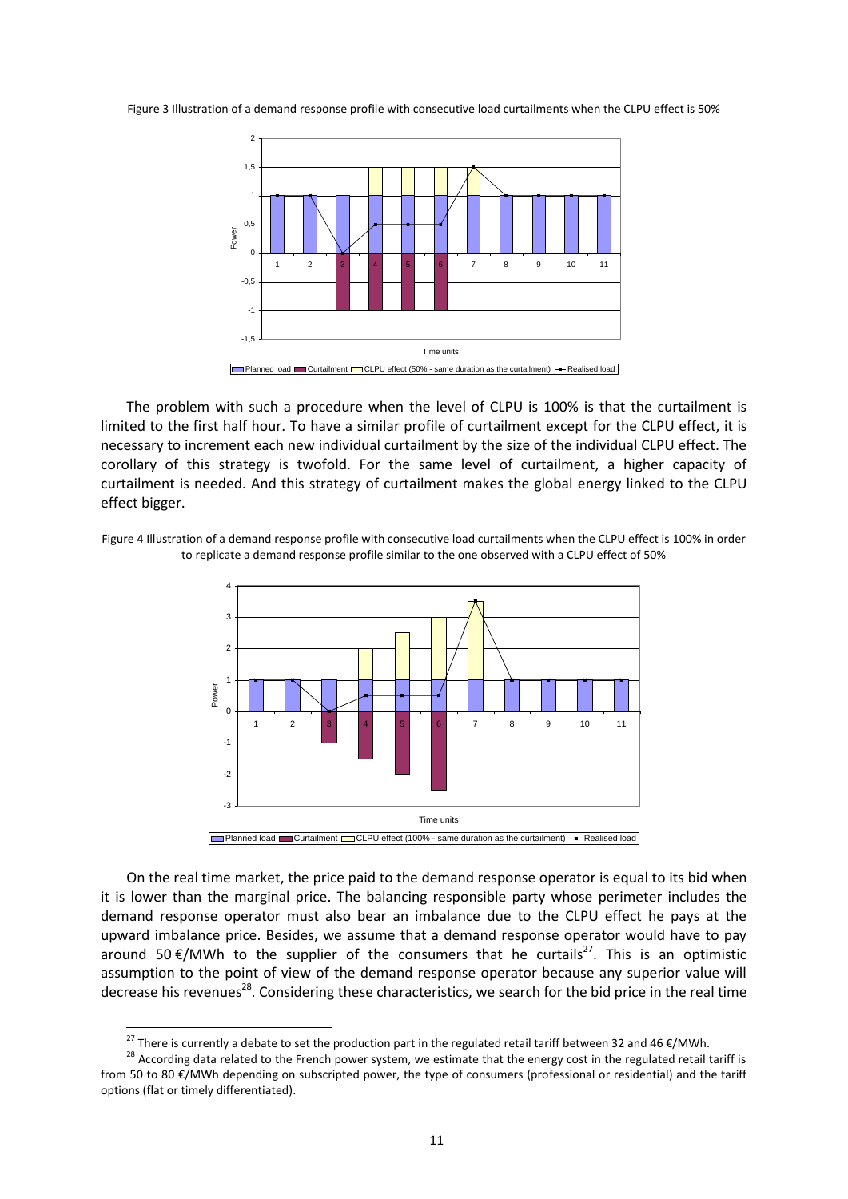Figure 3 Illustration of a demand response profile with consecutive load curtailments when the CLPU effect is 50%

The problem with such a procedure when the level of CLPU is 100% is that the curtailment is limited to the first half hour. To have a similar profile of curtailment except for the CLPU effect, it is necessary to increment each new individual curtailment by the size of the individual CLPU effect. The corollary of this strategy is twofold. For the same level of curtailment, a higher capacity of curtailment is needed. And this strategy of curtailment makes the global energy linked to the CLPU effect bigger.

Figure 4 Illustration of a demand response profile with consecutive load curtailments when the CLPU effect is 100% in order to replicate a demand response profile similar to the one observed with a CLPU effect of 50%

On the real time market, the price paid to the demand response operator is equal to its bid when it is lower than the marginal price. The balancing responsible party whose perimeter includes the demand response operator must also bear an imbalance due to the CLPU effect he pays at the upward imbalance price. Besides, we assume that a demand response operator would have to pay around 50 €/MWh to the supplier of the consumers that he curtails[27]. This is an optimistic assumption to the point of view of the demand response operator because any superior value will decrease his revenues[28]. Considering these characteristics, we search for the bid price in the real time

[27] There is currently a debate to set the production part in the regulated retail tariff between 32 and 46 €/MWh.

[28] According data related to the French power system, we estimate that the energy cost in the regulated retail tariff is from 50 to 80 €/MWh depending on subscripted power, the type of consumers (professional or residential) and the tariff options (flat or timely differentiated).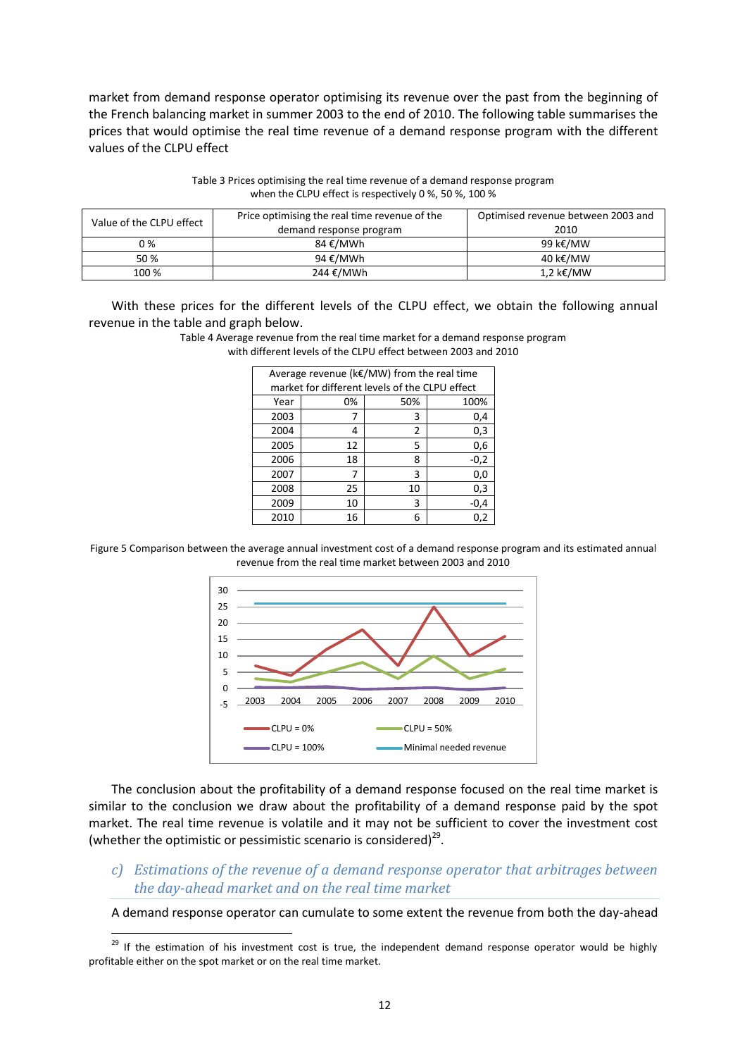market from demand response operator optimising its revenue over the past from the beginning of the French balancing market in summer 2003 to the end of 2010. The following table summarises the prices that would optimise the real time revenue of a demand response program with the different values of the CLPU effect

Table 3 Prices optimising the real time revenue of a demand response program when the CLPU effect is respectively 0 %, 50 %, 100 %

| Value of the CLPU effect | Price optimising the real time revenue of the demand response program | Optimised revenue between 2003 and 2010 |
|---|---|---|
| 0 % | 84 €/MWh | 99 k€/MW |
| 50 % | 94 €/MWh | 40 k€/MW |
| 100 % | 244 €/MWh | 1,2 k€/MW |

With these prices for the different levels of the CLPU effect, we obtain the following annual revenue in the table and graph below.

Table 4 Average revenue from the real time market for a demand response program with different levels of the CLPU effect between 2003 and 2010

| Average revenue (k€/MW) from the real time market for different levels of the CLPU effect | | | |
|---|---|---|---|
| Year | 0% | 50% | 100% |
| 2003 | 7 | 3 | 0,4 |
| 2004 | 4 | 2 | 0,3 |
| 2005 | 12 | 5 | 0,6 |
| 2006 | 18 | 8 | -0,2 |
| 2007 | 7 | 3 | 0,0 |
| 2008 | 25 | 10 | 0,3 |
| 2009 | 10 | 3 | -0,4 |
| 2010 | 16 | 6 | 0,2 |

Figure 5 Comparison between the average annual investment cost of a demand response program and its estimated annual revenue from the real time market between 2003 and 2010

The conclusion about the profitability of a demand response focused on the real time market is similar to the conclusion we draw about the profitability of a demand response paid by the spot market. The real time revenue is volatile and it may not be sufficient to cover the investment cost (whether the optimistic or pessimistic scenario is considered)[29].

### c) *Estimations of the revenue of a demand response operator that arbitrages between the day-ahead market and on the real time market*

A demand response operator can cumulate to some extent the revenue from both the day-ahead

[29] If the estimation of his investment cost is true, the independent demand response operator would be highly profitable either on the spot market or on the real time market.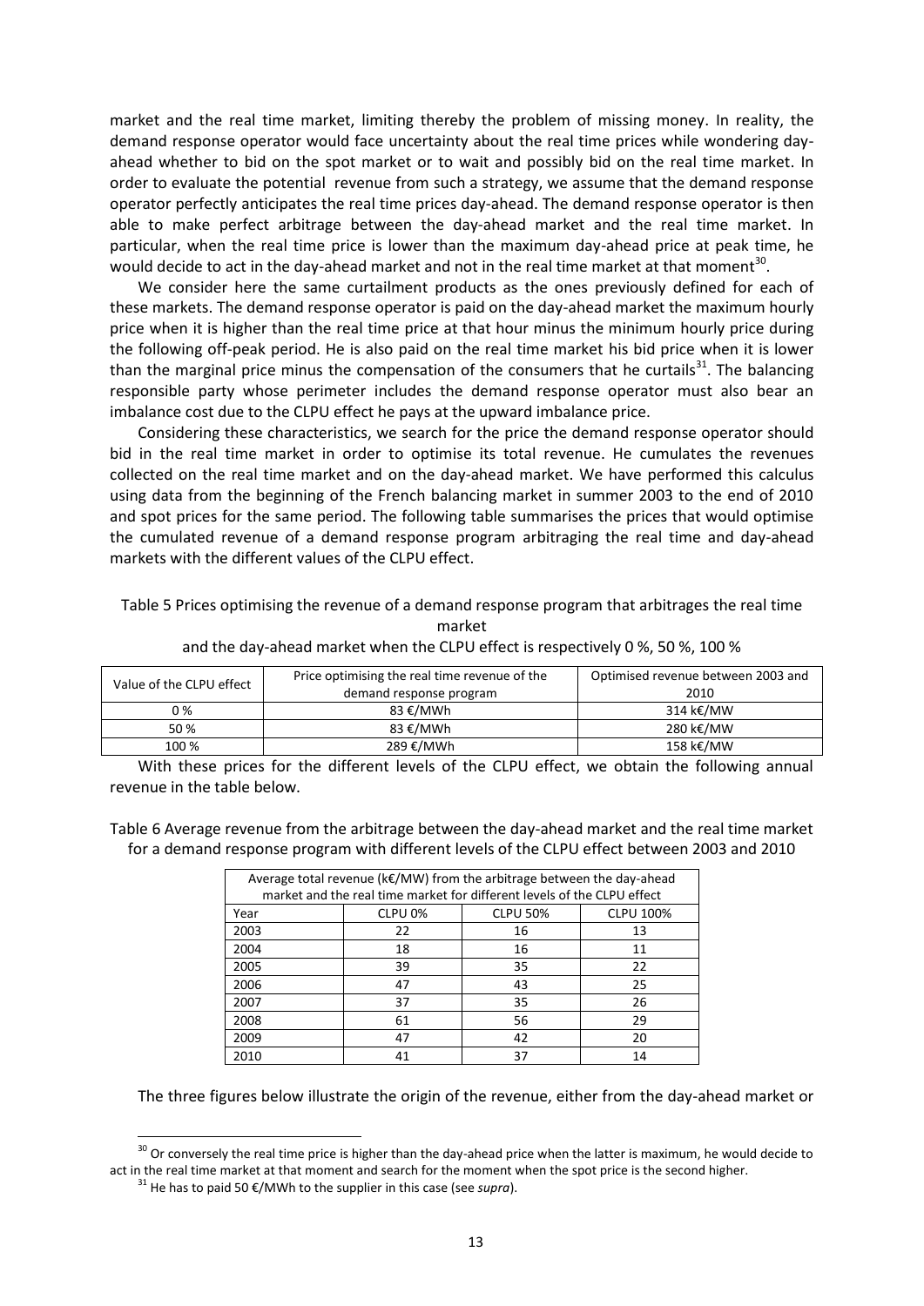market and the real time market, limiting thereby the problem of missing money. In reality, the demand response operator would face uncertainty about the real time prices while wondering day-ahead whether to bid on the spot market or to wait and possibly bid on the real time market. In order to evaluate the potential revenue from such a strategy, we assume that the demand response operator perfectly anticipates the real time prices day-ahead. The demand response operator is then able to make perfect arbitrage between the day-ahead market and the real time market. In particular, when the real time price is lower than the maximum day-ahead price at peak time, he would decide to act in the day-ahead market and not in the real time market at that moment[30].

We consider here the same curtailment products as the ones previously defined for each of these markets. The demand response operator is paid on the day-ahead market the maximum hourly price when it is higher than the real time price at that hour minus the minimum hourly price during the following off-peak period. He is also paid on the real time market his bid price when it is lower than the marginal price minus the compensation of the consumers that he curtails[31]. The balancing responsible party whose perimeter includes the demand response operator must also bear an imbalance cost due to the CLPU effect he pays at the upward imbalance price.

Considering these characteristics, we search for the price the demand response operator should bid in the real time market in order to optimise its total revenue. He cumulates the revenues collected on the real time market and on the day-ahead market. We have performed this calculus using data from the beginning of the French balancing market in summer 2003 to the end of 2010 and spot prices for the same period. The following table summarises the prices that would optimise the cumulated revenue of a demand response program arbitraging the real time and day-ahead markets with the different values of the CLPU effect.

Table 5 Prices optimising the revenue of a demand response program that arbitrages the real time market and the day-ahead market when the CLPU effect is respectively 0 %, 50 %, 100 %

| Value of the CLPU effect | Price optimising the real time revenue of the demand response program | Optimised revenue between 2003 and 2010 |
|---|---|---|
| 0 % | 83 €/MWh | 314 k€/MW |
| 50 % | 83 €/MWh | 280 k€/MW |
| 100 % | 289 €/MWh | 158 k€/MW |

With these prices for the different levels of the CLPU effect, we obtain the following annual revenue in the table below.

Table 6 Average revenue from the arbitrage between the day-ahead market and the real time market for a demand response program with different levels of the CLPU effect between 2003 and 2010

| Average total revenue (k€/MW) from the arbitrage between the day-ahead market and the real time market for different levels of the CLPU effect | | | |
|---|---|---|---|
| Year | CLPU 0% | CLPU 50% | CLPU 100% |
| 2003 | 22 | 16 | 13 |
| 2004 | 18 | 16 | 11 |
| 2005 | 39 | 35 | 22 |
| 2006 | 47 | 43 | 25 |
| 2007 | 37 | 35 | 26 |
| 2008 | 61 | 56 | 29 |
| 2009 | 47 | 42 | 20 |
| 2010 | 41 | 37 | 14 |

The three figures below illustrate the origin of the revenue, either from the day-ahead market or

[30] Or conversely the real time price is higher than the day-ahead price when the latter is maximum, he would decide to act in the real time market at that moment and search for the moment when the spot price is the second higher.

[31] He has to paid 50 €/MWh to the supplier in this case (see *supra*).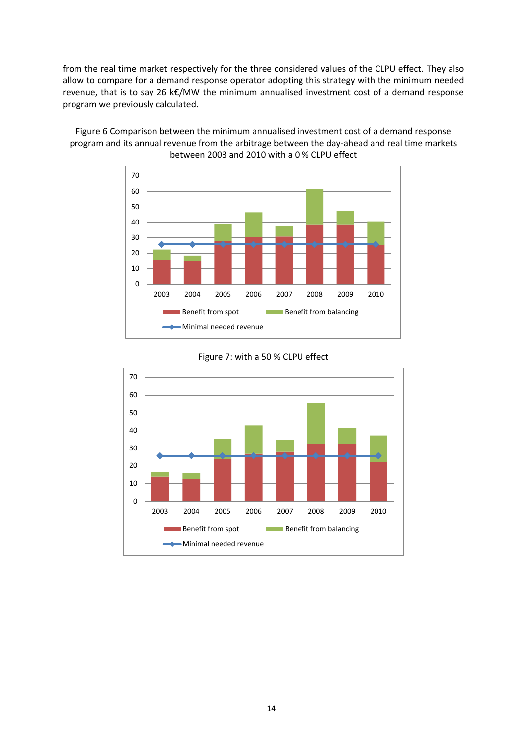from the real time market respectively for the three considered values of the CLPU effect. They also allow to compare for a demand response operator adopting this strategy with the minimum needed revenue, that is to say 26 k€/MW the minimum annualised investment cost of a demand response program we previously calculated.

Figure 6 Comparison between the minimum annualised investment cost of a demand response program and its annual revenue from the arbitrage between the day-ahead and real time markets between 2003 and 2010 with a 0 % CLPU effect

Figure 7: with a 50 % CLPU effect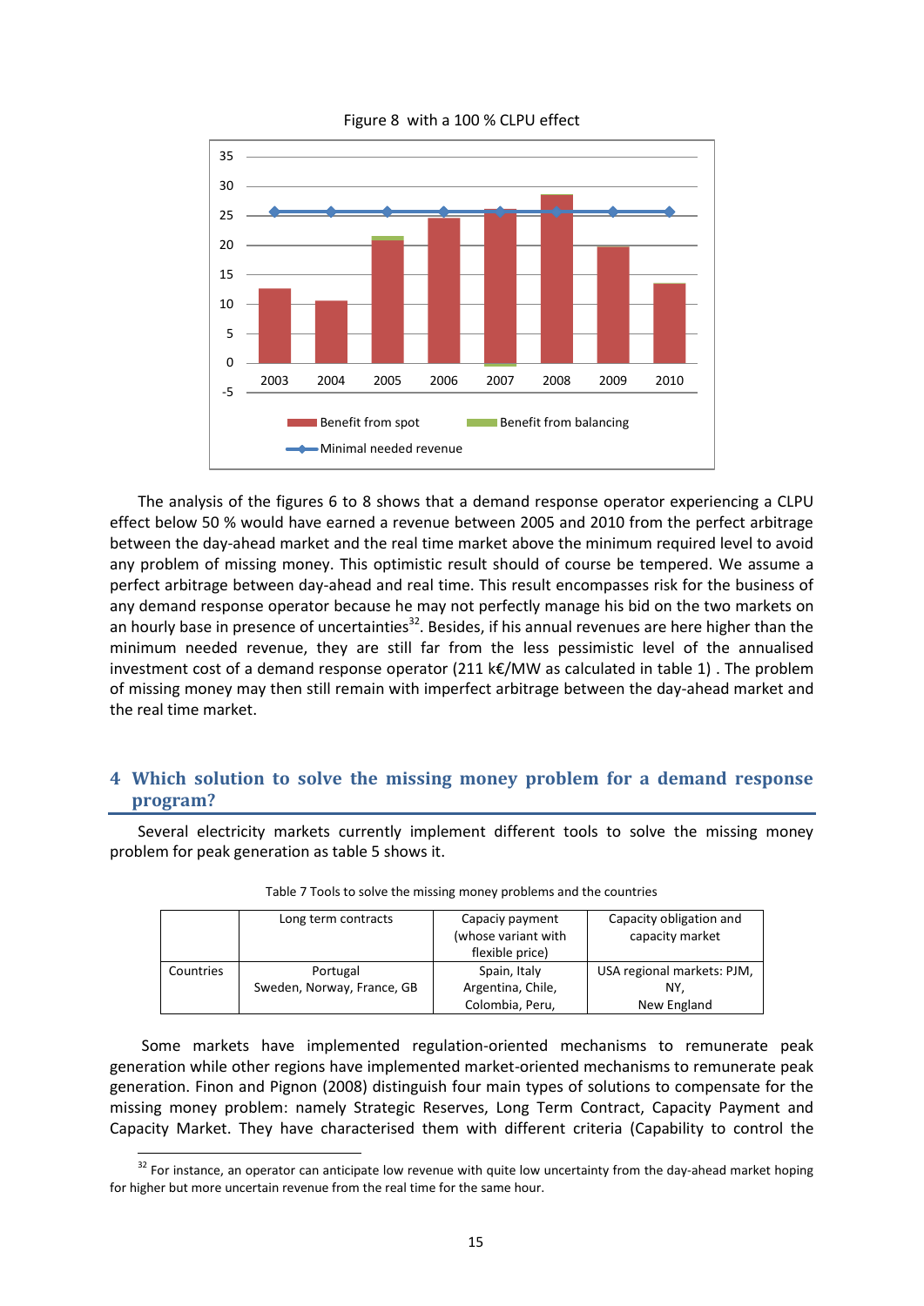Figure 8 with a 100 % CLPU effect

The analysis of the figures 6 to 8 shows that a demand response operator experiencing a CLPU effect below 50 % would have earned a revenue between 2005 and 2010 from the perfect arbitrage between the day-ahead market and the real time market above the minimum required level to avoid any problem of missing money. This optimistic result should of course be tempered. We assume a perfect arbitrage between day-ahead and real time. This result encompasses risk for the business of any demand response operator because he may not perfectly manage his bid on the two markets on an hourly base in presence of uncertainties[32]. Besides, if his annual revenues are here higher than the minimum needed revenue, they are still far from the less pessimistic level of the annualised investment cost of a demand response operator (211 k€/MW as calculated in table 1) . The problem of missing money may then still remain with imperfect arbitrage between the day-ahead market and the real time market.

## 4 Which solution to solve the missing money problem for a demand response program?

Several electricity markets currently implement different tools to solve the missing money problem for peak generation as table 5 shows it.

Table 7 Tools to solve the missing money problems and the countries

| | Long term contracts | Capaciy payment (whose variant with flexible price) | Capacity obligation and capacity market |
|---|---|---|---|
| Countries | Portugal Sweden, Norway, France, GB | Spain, Italy Argentina, Chile, Colombia, Peru, | USA regional markets: PJM, NY, New England |

Some markets have implemented regulation-oriented mechanisms to remunerate peak generation while other regions have implemented market-oriented mechanisms to remunerate peak generation. Finon and Pignon (2008) distinguish four main types of solutions to compensate for the missing money problem: namely Strategic Reserves, Long Term Contract, Capacity Payment and Capacity Market. They have characterised them with different criteria (Capability to control the

[32] For instance, an operator can anticipate low revenue with quite low uncertainty from the day-ahead market hoping for higher but more uncertain revenue from the real time for the same hour.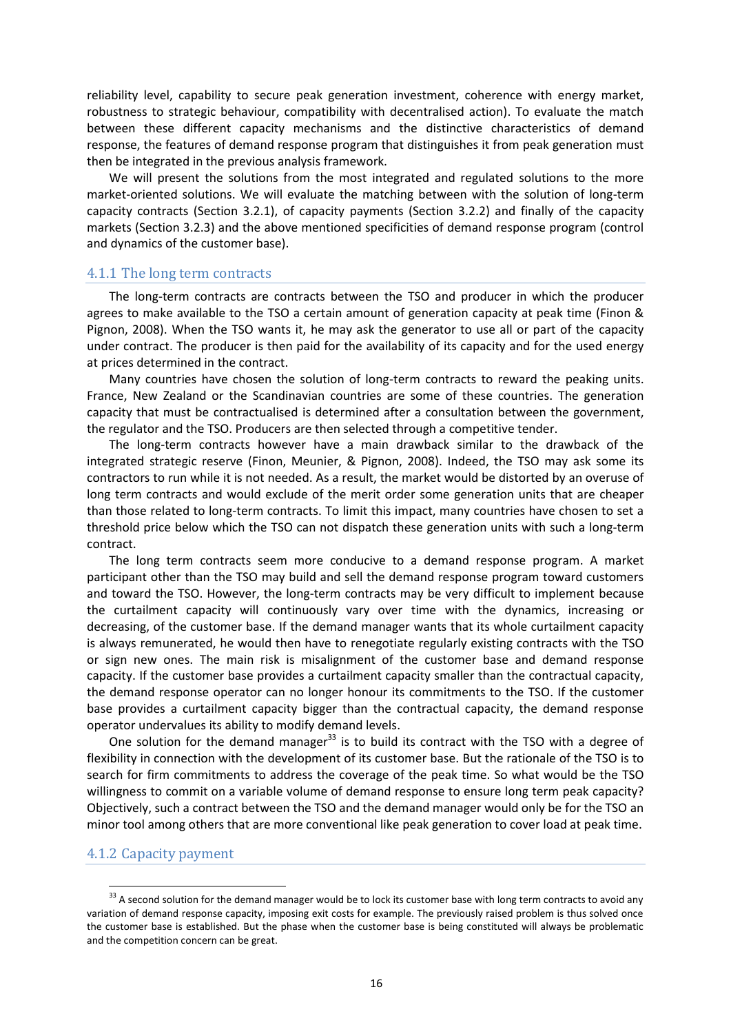reliability level, capability to secure peak generation investment, coherence with energy market, robustness to strategic behaviour, compatibility with decentralised action). To evaluate the match between these different capacity mechanisms and the distinctive characteristics of demand response, the features of demand response program that distinguishes it from peak generation must then be integrated in the previous analysis framework.

We will present the solutions from the most integrated and regulated solutions to the more market-oriented solutions. We will evaluate the matching between with the solution of long-term capacity contracts (Section 3.2.1), of capacity payments (Section 3.2.2) and finally of the capacity markets (Section 3.2.3) and the above mentioned specificities of demand response program (control and dynamics of the customer base).

### 4.1.1 The long term contracts

The long-term contracts are contracts between the TSO and producer in which the producer agrees to make available to the TSO a certain amount of generation capacity at peak time (Finon & Pignon, 2008). When the TSO wants it, he may ask the generator to use all or part of the capacity under contract. The producer is then paid for the availability of its capacity and for the used energy at prices determined in the contract.

Many countries have chosen the solution of long-term contracts to reward the peaking units. France, New Zealand or the Scandinavian countries are some of these countries. The generation capacity that must be contractualised is determined after a consultation between the government, the regulator and the TSO. Producers are then selected through a competitive tender.

The long-term contracts however have a main drawback similar to the drawback of the integrated strategic reserve (Finon, Meunier, & Pignon, 2008). Indeed, the TSO may ask some its contractors to run while it is not needed. As a result, the market would be distorted by an overuse of long term contracts and would exclude of the merit order some generation units that are cheaper than those related to long-term contracts. To limit this impact, many countries have chosen to set a threshold price below which the TSO can not dispatch these generation units with such a long-term contract.

The long term contracts seem more conducive to a demand response program. A market participant other than the TSO may build and sell the demand response program toward customers and toward the TSO. However, the long-term contracts may be very difficult to implement because the curtailment capacity will continuously vary over time with the dynamics, increasing or decreasing, of the customer base. If the demand manager wants that its whole curtailment capacity is always remunerated, he would then have to renegotiate regularly existing contracts with the TSO or sign new ones. The main risk is misalignment of the customer base and demand response capacity. If the customer base provides a curtailment capacity smaller than the contractual capacity, the demand response operator can no longer honour its commitments to the TSO. If the customer base provides a curtailment capacity bigger than the contractual capacity, the demand response operator undervalues its ability to modify demand levels.

One solution for the demand manager[33] is to build its contract with the TSO with a degree of flexibility in connection with the development of its customer base. But the rationale of the TSO is to search for firm commitments to address the coverage of the peak time. So what would be the TSO willingness to commit on a variable volume of demand response to ensure long term peak capacity? Objectively, such a contract between the TSO and the demand manager would only be for the TSO an minor tool among others that are more conventional like peak generation to cover load at peak time.

### 4.1.2 Capacity payment

[33] A second solution for the demand manager would be to lock its customer base with long term contracts to avoid any variation of demand response capacity, imposing exit costs for example. The previously raised problem is thus solved once the customer base is established. But the phase when the customer base is being constituted will always be problematic and the competition concern can be great.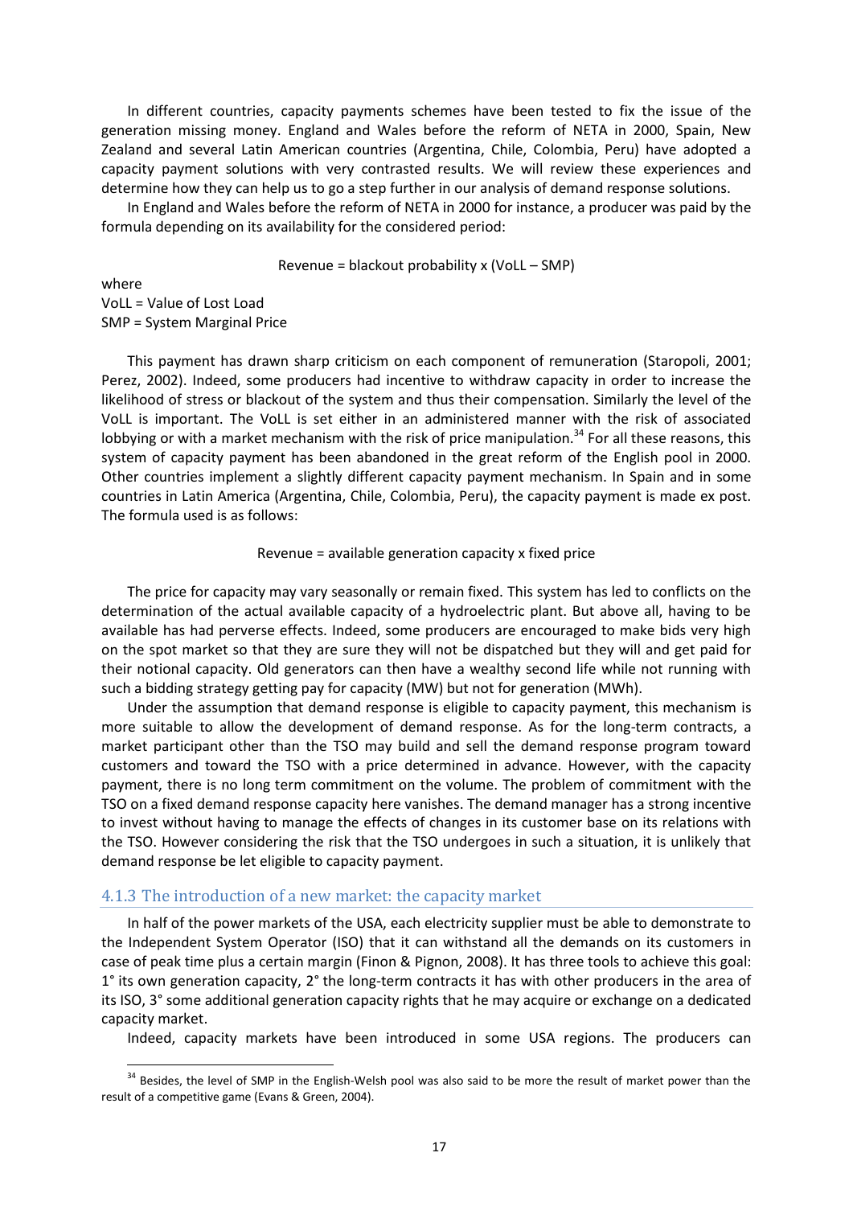In different countries, capacity payments schemes have been tested to fix the issue of the generation missing money. England and Wales before the reform of NETA in 2000, Spain, New Zealand and several Latin American countries (Argentina, Chile, Colombia, Peru) have adopted a capacity payment solutions with very contrasted results. We will review these experiences and determine how they can help us to go a step further in our analysis of demand response solutions.

In England and Wales before the reform of NETA in 2000 for instance, a producer was paid by the formula depending on its availability for the considered period:

$$\text{Revenue} = \text{blackout probability} \times (\text{VoLL} - \text{SMP})$$

where
VoLL = Value of Lost Load
SMP = System Marginal Price

This payment has drawn sharp criticism on each component of remuneration (Staropoli, 2001; Perez, 2002). Indeed, some producers had incentive to withdraw capacity in order to increase the likelihood of stress or blackout of the system and thus their compensation. Similarly the level of the VoLL is important. The VoLL is set either in an administered manner with the risk of associated lobbying or with a market mechanism with the risk of price manipulation.[34] For all these reasons, this system of capacity payment has been abandoned in the great reform of the English pool in 2000. Other countries implement a slightly different capacity payment mechanism. In Spain and in some countries in Latin America (Argentina, Chile, Colombia, Peru), the capacity payment is made ex post. The formula used is as follows:

$$\text{Revenue} = \text{available generation capacity} \times \text{fixed price}$$

The price for capacity may vary seasonally or remain fixed. This system has led to conflicts on the determination of the actual available capacity of a hydroelectric plant. But above all, having to be available has had perverse effects. Indeed, some producers are encouraged to make bids very high on the spot market so that they are sure they will not be dispatched but they will and get paid for their notional capacity. Old generators can then have a wealthy second life while not running with such a bidding strategy getting pay for capacity (MW) but not for generation (MWh).

Under the assumption that demand response is eligible to capacity payment, this mechanism is more suitable to allow the development of demand response. As for the long-term contracts, a market participant other than the TSO may build and sell the demand response program toward customers and toward the TSO with a price determined in advance. However, with the capacity payment, there is no long term commitment on the volume. The problem of commitment with the TSO on a fixed demand response capacity here vanishes. The demand manager has a strong incentive to invest without having to manage the effects of changes in its customer base on its relations with the TSO. However considering the risk that the TSO undergoes in such a situation, it is unlikely that demand response be let eligible to capacity payment.

### 4.1.3 The introduction of a new market: the capacity market

In half of the power markets of the USA, each electricity supplier must be able to demonstrate to the Independent System Operator (ISO) that it can withstand all the demands on its customers in case of peak time plus a certain margin (Finon & Pignon, 2008). It has three tools to achieve this goal: 1° its own generation capacity, 2° the long-term contracts it has with other producers in the area of its ISO, 3° some additional generation capacity rights that he may acquire or exchange on a dedicated capacity market.

Indeed, capacity markets have been introduced in some USA regions. The producers can

---

[34] Besides, the level of SMP in the English-Welsh pool was also said to be more the result of market power than the result of a competitive game (Evans & Green, 2004).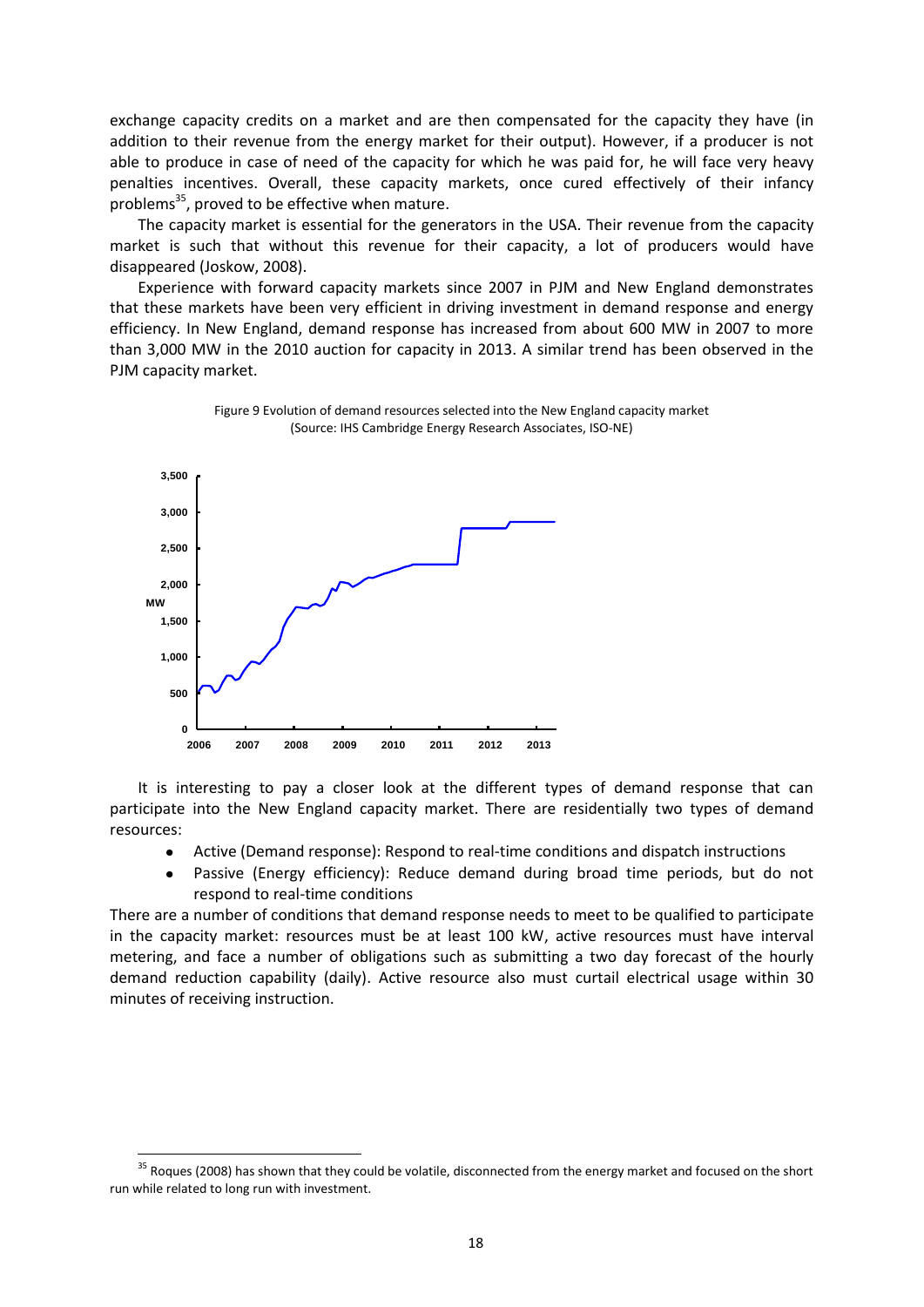exchange capacity credits on a market and are then compensated for the capacity they have (in addition to their revenue from the energy market for their output). However, if a producer is not able to produce in case of need of the capacity for which he was paid for, he will face very heavy penalties incentives. Overall, these capacity markets, once cured effectively of their infancy problems[35], proved to be effective when mature.

The capacity market is essential for the generators in the USA. Their revenue from the capacity market is such that without this revenue for their capacity, a lot of producers would have disappeared (Joskow, 2008).

Experience with forward capacity markets since 2007 in PJM and New England demonstrates that these markets have been very efficient in driving investment in demand response and energy efficiency. In New England, demand response has increased from about 600 MW in 2007 to more than 3,000 MW in the 2010 auction for capacity in 2013. A similar trend has been observed in the PJM capacity market.

Figure 9 Evolution of demand resources selected into the New England capacity market (Source: IHS Cambridge Energy Research Associates, ISO-NE)

It is interesting to pay a closer look at the different types of demand response that can participate into the New England capacity market. There are residentially two types of demand resources:

- Active (Demand response): Respond to real-time conditions and dispatch instructions
- Passive (Energy efficiency): Reduce demand during broad time periods, but do not respond to real-time conditions

There are a number of conditions that demand response needs to meet to be qualified to participate in the capacity market: resources must be at least 100 kW, active resources must have interval metering, and face a number of obligations such as submitting a two day forecast of the hourly demand reduction capability (daily). Active resource also must curtail electrical usage within 30 minutes of receiving instruction.

[35] Roques (2008) has shown that they could be volatile, disconnected from the energy market and focused on the short run while related to long run with investment.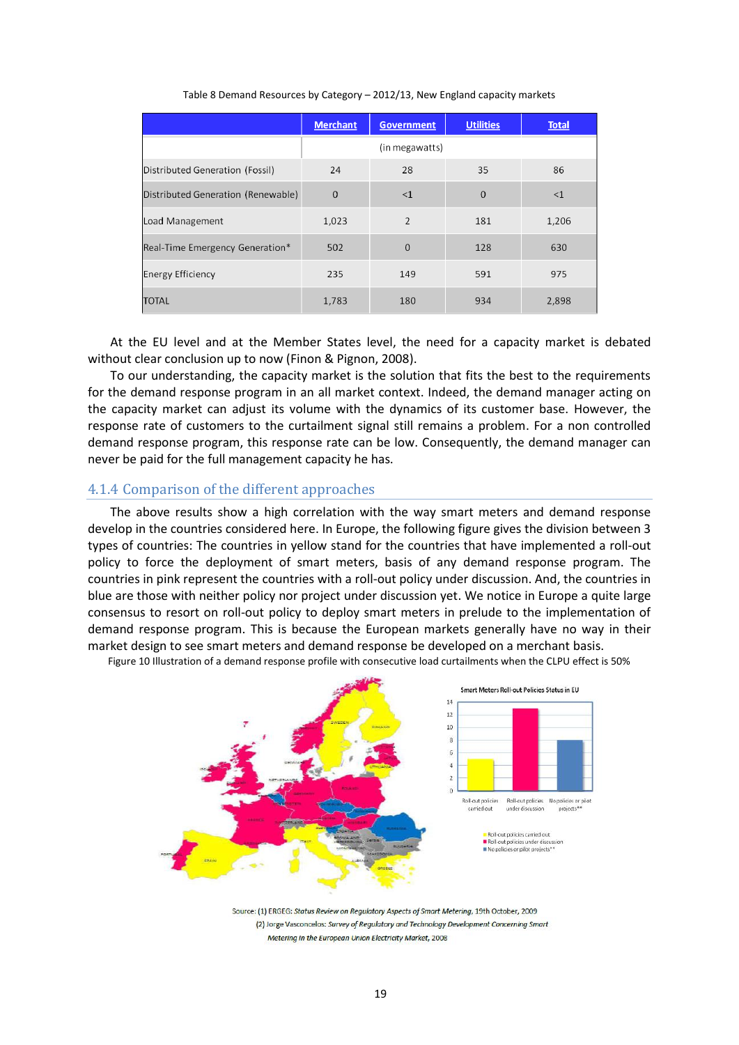Table 8 Demand Resources by Category – 2012/13, New England capacity markets

| | Merchant | Government | Utilities | Total |
|---|---|---|---|---|
| | (in megawatts) | | | |
| Distributed Generation (Fossil) | 24 | 28 | 35 | 86 |
| Distributed Generation (Renewable) | 0 | <1 | 0 | <1 |
| Load Management | 1,023 | 2 | 181 | 1,206 |
| Real-Time Emergency Generation* | 502 | 0 | 128 | 630 |
| Energy Efficiency | 235 | 149 | 591 | 975 |
| TOTAL | 1,783 | 180 | 934 | 2,898 |

At the EU level and at the Member States level, the need for a capacity market is debated without clear conclusion up to now (Finon & Pignon, 2008).

To our understanding, the capacity market is the solution that fits the best to the requirements for the demand response program in an all market context. Indeed, the demand manager acting on the capacity market can adjust its volume with the dynamics of its customer base. However, the response rate of customers to the curtailment signal still remains a problem. For a non controlled demand response program, this response rate can be low. Consequently, the demand manager can never be paid for the full management capacity he has.

### 4.1.4 Comparison of the different approaches

The above results show a high correlation with the way smart meters and demand response develop in the countries considered here. In Europe, the following figure gives the division between 3 types of countries: The countries in yellow stand for the countries that have implemented a roll-out policy to force the deployment of smart meters, basis of any demand response program. The countries in pink represent the countries with a roll-out policy under discussion. And, the countries in blue are those with neither policy nor project under discussion yet. We notice in Europe a quite large consensus to resort on roll-out policy to deploy smart meters in prelude to the implementation of demand response program. This is because the European markets generally have no way in their market design to see smart meters and demand response be developed on a merchant basis.

Figure 10 Illustration of a demand response profile with consecutive load curtailments when the CLPU effect is 50%

Source: (1) ERGEG: *Status Review on Regulatory Aspects of Smart Metering*, 19th October, 2009
(2) Jorge Vasconcelos: *Survey of Regulatory and Technology Development Concerning Smart Metering in the European Union Electricity Market*, 2008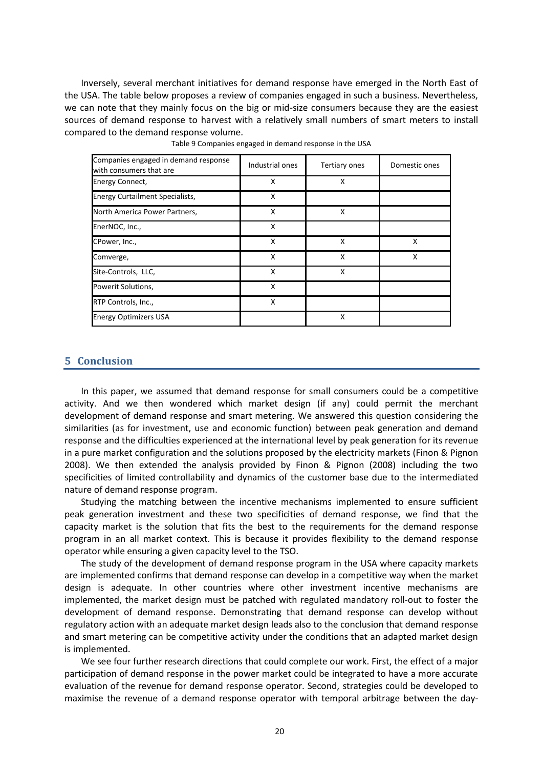Inversely, several merchant initiatives for demand response have emerged in the North East of the USA. The table below proposes a review of companies engaged in such a business. Nevertheless, we can note that they mainly focus on the big or mid-size consumers because they are the easiest sources of demand response to harvest with a relatively small numbers of smart meters to install compared to the demand response volume.

Table 9 Companies engaged in demand response in the USA

| Companies engaged in demand response with consumers that are | Industrial ones | Tertiary ones | Domestic ones |
|---|---|---|---|
| Energy Connect, | X | X | |
| Energy Curtailment Specialists, | X | | |
| North America Power Partners, | X | X | |
| EnerNOC, Inc., | X | | |
| CPower, Inc., | X | X | X |
| Comverge, | X | X | X |
| Site-Controls, LLC, | X | X | |
| Powerit Solutions, | X | | |
| RTP Controls, Inc., | X | | |
| Energy Optimizers USA | | X | |

## 5 Conclusion

In this paper, we assumed that demand response for small consumers could be a competitive activity. And we then wondered which market design (if any) could permit the merchant development of demand response and smart metering. We answered this question considering the similarities (as for investment, use and economic function) between peak generation and demand response and the difficulties experienced at the international level by peak generation for its revenue in a pure market configuration and the solutions proposed by the electricity markets (Finon & Pignon 2008). We then extended the analysis provided by Finon & Pignon (2008) including the two specificities of limited controllability and dynamics of the customer base due to the intermediated nature of demand response program.

Studying the matching between the incentive mechanisms implemented to ensure sufficient peak generation investment and these two specificities of demand response, we find that the capacity market is the solution that fits the best to the requirements for the demand response program in an all market context. This is because it provides flexibility to the demand response operator while ensuring a given capacity level to the TSO.

The study of the development of demand response program in the USA where capacity markets are implemented confirms that demand response can develop in a competitive way when the market design is adequate. In other countries where other investment incentive mechanisms are implemented, the market design must be patched with regulated mandatory roll-out to foster the development of demand response. Demonstrating that demand response can develop without regulatory action with an adequate market design leads also to the conclusion that demand response and smart metering can be competitive activity under the conditions that an adapted market design is implemented.

We see four further research directions that could complete our work. First, the effect of a major participation of demand response in the power market could be integrated to have a more accurate evaluation of the revenue for demand response operator. Second, strategies could be developed to maximise the revenue of a demand response operator with temporal arbitrage between the day-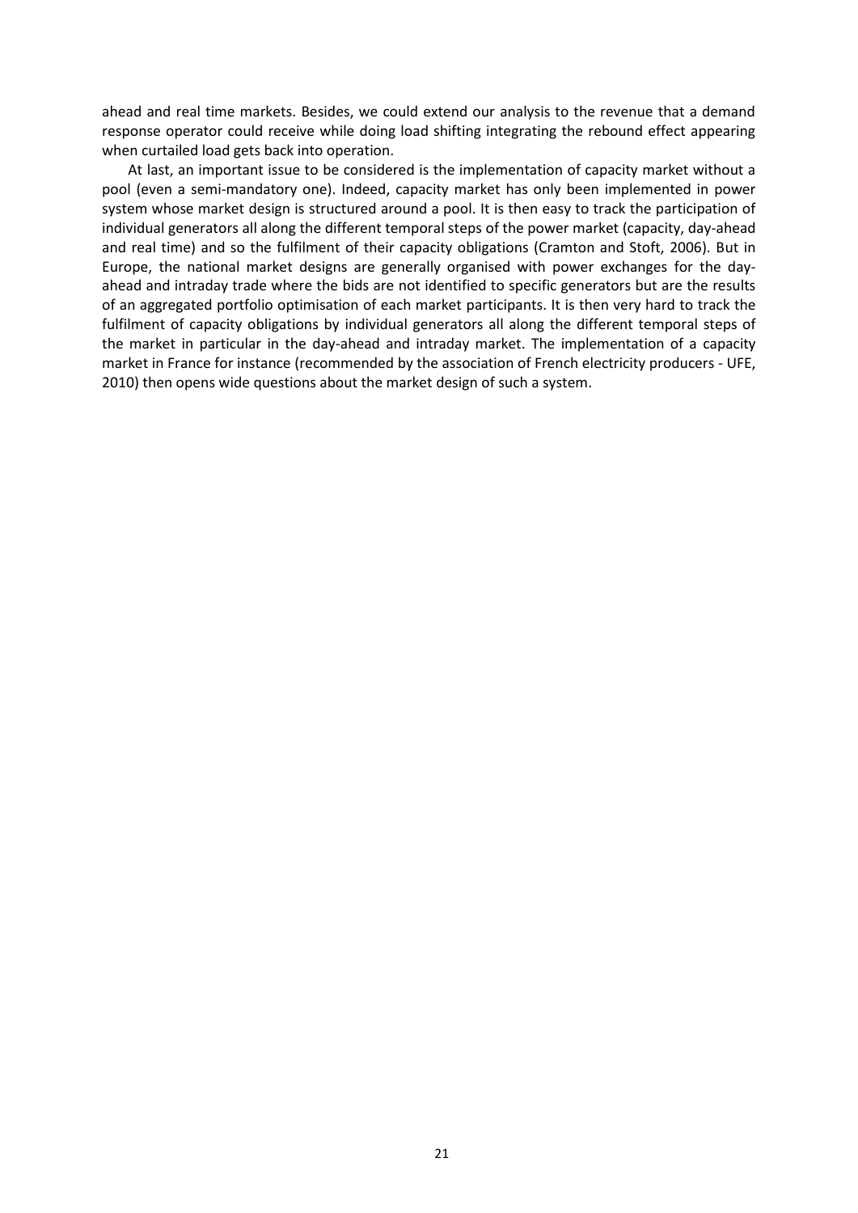ahead and real time markets. Besides, we could extend our analysis to the revenue that a demand response operator could receive while doing load shifting integrating the rebound effect appearing when curtailed load gets back into operation.

At last, an important issue to be considered is the implementation of capacity market without a pool (even a semi-mandatory one). Indeed, capacity market has only been implemented in power system whose market design is structured around a pool. It is then easy to track the participation of individual generators all along the different temporal steps of the power market (capacity, day-ahead and real time) and so the fulfilment of their capacity obligations (Cramton and Stoft, 2006). But in Europe, the national market designs are generally organised with power exchanges for the day-ahead and intraday trade where the bids are not identified to specific generators but are the results of an aggregated portfolio optimisation of each market participants. It is then very hard to track the fulfilment of capacity obligations by individual generators all along the different temporal steps of the market in particular in the day-ahead and intraday market. The implementation of a capacity market in France for instance (recommended by the association of French electricity producers - UFE, 2010) then opens wide questions about the market design of such a system.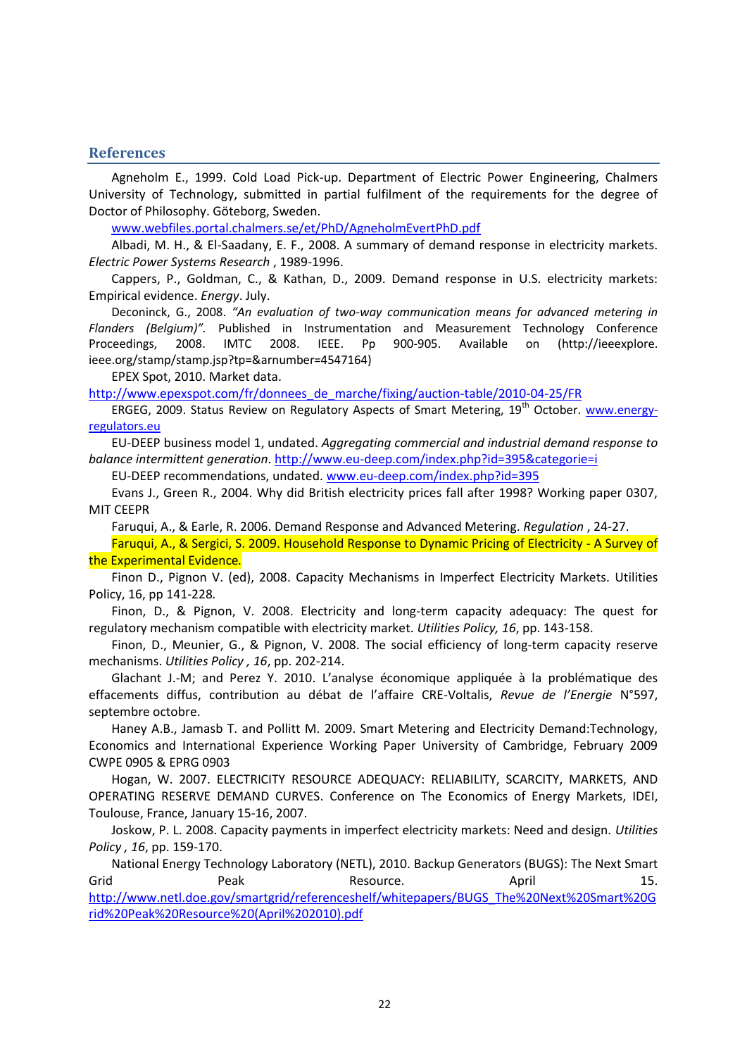## References

Agneholm E., 1999. Cold Load Pick-up. Department of Electric Power Engineering, Chalmers University of Technology, submitted in partial fulfilment of the requirements for the degree of Doctor of Philosophy. Göteborg, Sweden.

www.webfiles.portal.chalmers.se/et/PhD/AgneholmEvertPhD.pdf

Albadi, M. H., & El-Saadany, E. F., 2008. A summary of demand response in electricity markets. *Electric Power Systems Research* , 1989-1996.

Cappers, P., Goldman, C., & Kathan, D., 2009. Demand response in U.S. electricity markets: Empirical evidence. *Energy*. July.

Deconinck, G., 2008. *"An evaluation of two-way communication means for advanced metering in Flanders (Belgium)"*. Published in Instrumentation and Measurement Technology Conference Proceedings, 2008. IMTC 2008. IEEE. Pp 900-905. Available on (http://ieeexplore.ieee.org/stamp/stamp.jsp?tp=&arnumber=4547164)

EPEX Spot, 2010. Market data.
http://www.epexspot.com/fr/donnees_de_marche/fixing/auction-table/2010-04-25/FR

ERGEG, 2009. Status Review on Regulatory Aspects of Smart Metering, 19th October. www.energy-regulators.eu

EU-DEEP business model 1, undated. *Aggregating commercial and industrial demand response to balance intermittent generation*. http://www.eu-deep.com/index.php?id=395&categorie=i

EU-DEEP recommendations, undated. www.eu-deep.com/index.php?id=395

Evans J., Green R., 2004. Why did British electricity prices fall after 1998? Working paper 0307, MIT CEEPR

Faruqui, A., & Earle, R. 2006. Demand Response and Advanced Metering. *Regulation* , 24-27.

Faruqui, A., & Sergici, S. 2009. Household Response to Dynamic Pricing of Electricity - A Survey of the Experimental Evidence.

Finon D., Pignon V. (ed), 2008. Capacity Mechanisms in Imperfect Electricity Markets. Utilities Policy, 16, pp 141-228.

Finon, D., & Pignon, V. 2008. Electricity and long-term capacity adequacy: The quest for regulatory mechanism compatible with electricity market. *Utilities Policy, 16*, pp. 143-158.

Finon, D., Meunier, G., & Pignon, V. 2008. The social efficiency of long-term capacity reserve mechanisms. *Utilities Policy , 16*, pp. 202-214.

Glachant J.-M; and Perez Y. 2010. L'analyse économique appliquée à la problématique des effacements diffus, contribution au débat de l'affaire CRE-Voltalis, *Revue de l'Energie* N°597, septembre octobre.

Haney A.B., Jamasb T. and Pollitt M. 2009. Smart Metering and Electricity Demand:Technology, Economics and International Experience Working Paper University of Cambridge, February 2009 CWPE 0905 & EPRG 0903

Hogan, W. 2007. ELECTRICITY RESOURCE ADEQUACY: RELIABILITY, SCARCITY, MARKETS, AND OPERATING RESERVE DEMAND CURVES. Conference on The Economics of Energy Markets, IDEI, Toulouse, France, January 15-16, 2007.

Joskow, P. L. 2008. Capacity payments in imperfect electricity markets: Need and design. *Utilities Policy , 16*, pp. 159-170.

National Energy Technology Laboratory (NETL), 2010. Backup Generators (BUGS): The Next Smart Grid Peak Resource. April 15.
http://www.netl.doe.gov/smartgrid/referenceshelf/whitepapers/BUGS_The%20Next%20Smart%20Grid%20Peak%20Resource%20(April%202010).pdf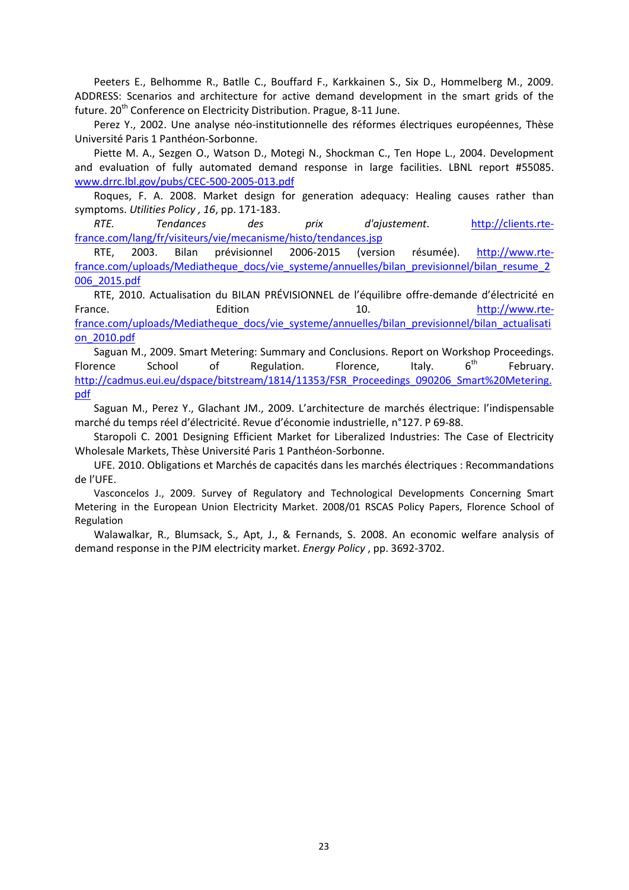Peeters E., Belhomme R., Batlle C., Bouffard F., Karkkainen S., Six D., Hommelberg M., 2009. ADDRESS: Scenarios and architecture for active demand development in the smart grids of the future. 20th Conference on Electricity Distribution. Prague, 8-11 June.

Perez Y., 2002. Une analyse néo-institutionnelle des réformes électriques européennes, Thèse Université Paris 1 Panthéon-Sorbonne.

Piette M. A., Sezgen O., Watson D., Motegi N., Shockman C., Ten Hope L., 2004. Development and evaluation of fully automated demand response in large facilities. LBNL report #55085. www.drrc.lbl.gov/pubs/CEC-500-2005-013.pdf

Roques, F. A. 2008. Market design for generation adequacy: Healing causes rather than symptoms. *Utilities Policy , 16*, pp. 171-183.

*RTE. Tendances des prix d'ajustement*. http://clients.rte-france.com/lang/fr/visiteurs/vie/mecanisme/histo/tendances.jsp

RTE, 2003. Bilan prévisionnel 2006-2015 (version résumée). http://www.rte-france.com/uploads/Mediatheque_docs/vie_systeme/annuelles/bilan_previsionnel/bilan_resume_2006_2015.pdf

RTE, 2010. Actualisation du BILAN PRÉVISIONNEL de l'équilibre offre-demande d'électricité en France. Edition 10. http://www.rte-france.com/uploads/Mediatheque_docs/vie_systeme/annuelles/bilan_previsionnel/bilan_actualisation_2010.pdf

Saguan M., 2009. Smart Metering: Summary and Conclusions. Report on Workshop Proceedings. Florence School of Regulation. Florence, Italy. 6th February. http://cadmus.eui.eu/dspace/bitstream/1814/11353/FSR_Proceedings_090206_Smart%20Metering.pdf

Saguan M., Perez Y., Glachant JM., 2009. L'architecture de marchés électrique: l'indispensable marché du temps réel d'électricité. Revue d'économie industrielle, n°127. P 69-88.

Staropoli C. 2001 Designing Efficient Market for Liberalized Industries: The Case of Electricity Wholesale Markets, Thèse Université Paris 1 Panthéon-Sorbonne.

UFE. 2010. Obligations et Marchés de capacités dans les marchés électriques : Recommandations de l'UFE.

Vasconcelos J., 2009. Survey of Regulatory and Technological Developments Concerning Smart Metering in the European Union Electricity Market. 2008/01 RSCAS Policy Papers, Florence School of Regulation

Walawalkar, R., Blumsack, S., Apt, J., & Fernands, S. 2008. An economic welfare analysis of demand response in the PJM electricity market. *Energy Policy* , pp. 3692-3702.